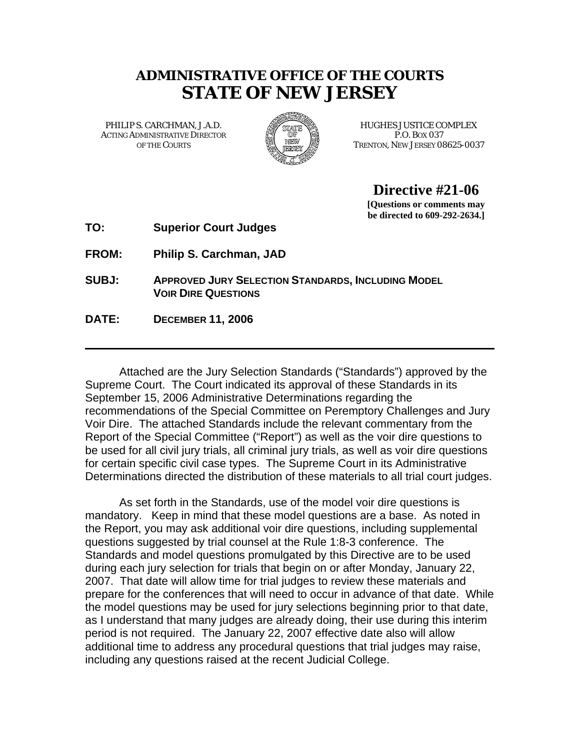# ADMINISTRATIVE OFFICE OF THE COURTS
# STATE OF NEW JERSEY

PHILIP S. CARCHMAN, J.A.D.
ACTING ADMINISTRATIVE DIRECTOR
OF THE COURTS

HUGHES JUSTICE COMPLEX
P.O. BOX 037
TRENTON, NEW JERSEY 08625-0037

## Directive #21-06

**[Questions or comments may be directed to 609-292-2634.]**

**TO:** **Superior Court Judges**

**FROM:** **Philip S. Carchman, JAD**

**SUBJ:** **APPROVED JURY SELECTION STANDARDS, INCLUDING MODEL VOIR DIRE QUESTIONS**

**DATE:** **DECEMBER 11, 2006**

---

Attached are the Jury Selection Standards ("Standards") approved by the Supreme Court. The Court indicated its approval of these Standards in its September 15, 2006 Administrative Determinations regarding the recommendations of the Special Committee on Peremptory Challenges and Jury Voir Dire. The attached Standards include the relevant commentary from the Report of the Special Committee ("Report") as well as the voir dire questions to be used for all civil jury trials, all criminal jury trials, as well as voir dire questions for certain specific civil case types. The Supreme Court in its Administrative Determinations directed the distribution of these materials to all trial court judges.

As set forth in the Standards, use of the model voir dire questions is mandatory. Keep in mind that these model questions are a base. As noted in the Report, you may ask additional voir dire questions, including supplemental questions suggested by trial counsel at the Rule 1:8-3 conference. The Standards and model questions promulgated by this Directive are to be used during each jury selection for trials that begin on or after Monday, January 22, 2007. That date will allow time for trial judges to review these materials and prepare for the conferences that will need to occur in advance of that date. While the model questions may be used for jury selections beginning prior to that date, as I understand that many judges are already doing, their use during this interim period is not required. The January 22, 2007 effective date also will allow additional time to address any procedural questions that trial judges may raise, including any questions raised at the recent Judicial College.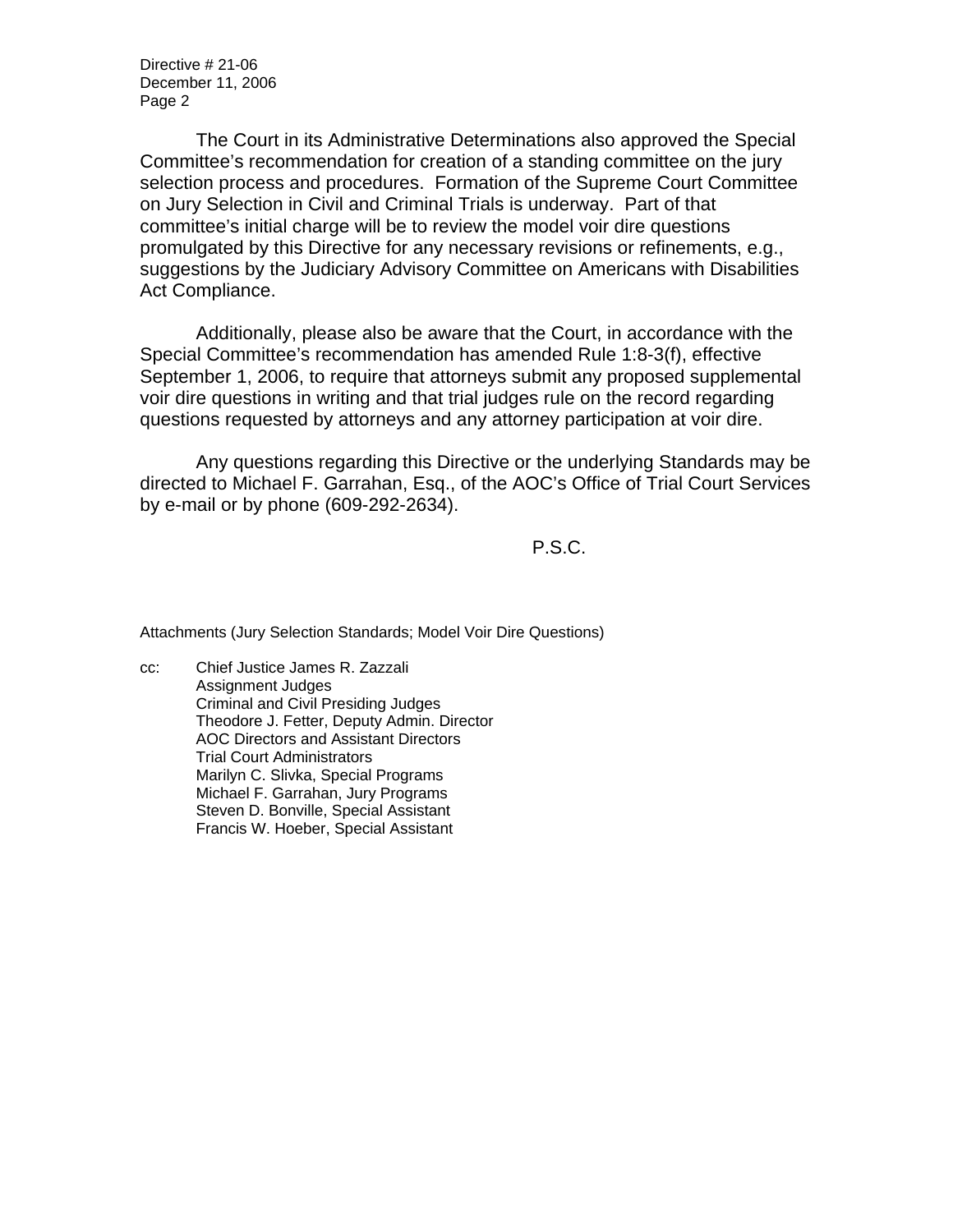The Court in its Administrative Determinations also approved the Special Committee's recommendation for creation of a standing committee on the jury selection process and procedures. Formation of the Supreme Court Committee on Jury Selection in Civil and Criminal Trials is underway. Part of that committee's initial charge will be to review the model voir dire questions promulgated by this Directive for any necessary revisions or refinements, e.g., suggestions by the Judiciary Advisory Committee on Americans with Disabilities Act Compliance.

Additionally, please also be aware that the Court, in accordance with the Special Committee's recommendation has amended Rule 1:8-3(f), effective September 1, 2006, to require that attorneys submit any proposed supplemental voir dire questions in writing and that trial judges rule on the record regarding questions requested by attorneys and any attorney participation at voir dire.

Any questions regarding this Directive or the underlying Standards may be directed to Michael F. Garrahan, Esq., of the AOC's Office of Trial Court Services by e-mail or by phone (609-292-2634).

P.S.C.

Attachments (Jury Selection Standards; Model Voir Dire Questions)

cc: Chief Justice James R. Zazzali
Assignment Judges
Criminal and Civil Presiding Judges
Theodore J. Fetter, Deputy Admin. Director
AOC Directors and Assistant Directors
Trial Court Administrators
Marilyn C. Slivka, Special Programs
Michael F. Garrahan, Jury Programs
Steven D. Bonville, Special Assistant
Francis W. Hoeber, Special Assistant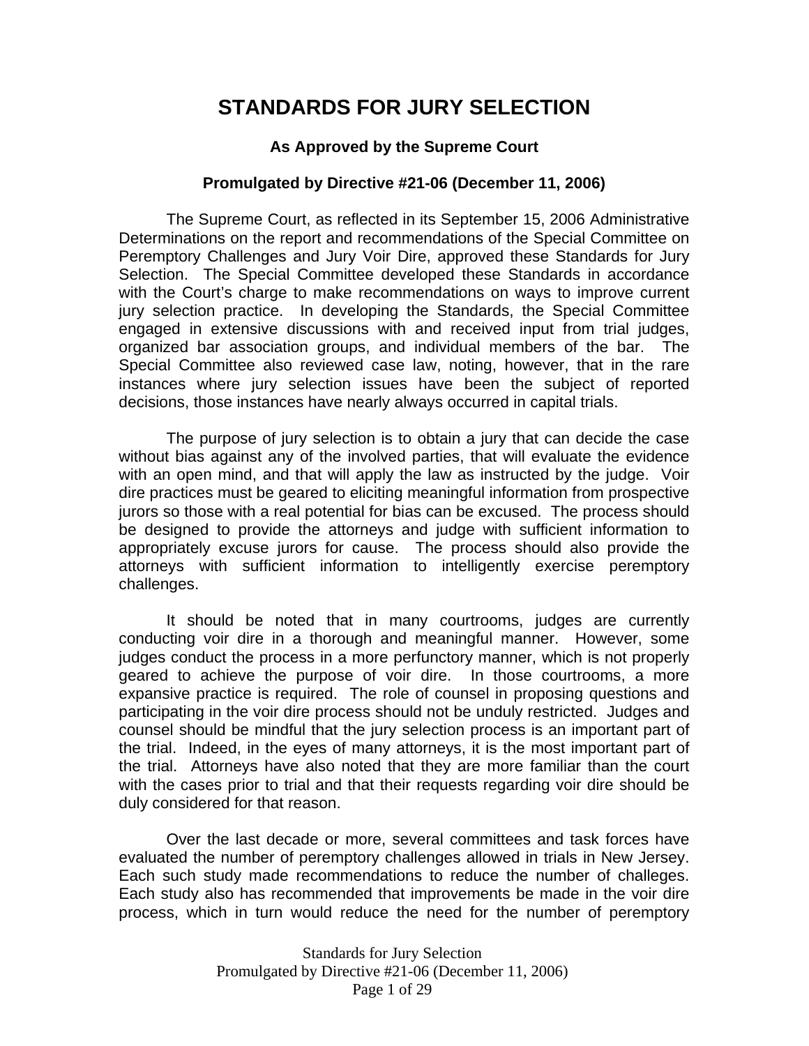# STANDARDS FOR JURY SELECTION

### As Approved by the Supreme Court

### Promulgated by Directive #21-06 (December 11, 2006)

The Supreme Court, as reflected in its September 15, 2006 Administrative Determinations on the report and recommendations of the Special Committee on Peremptory Challenges and Jury Voir Dire, approved these Standards for Jury Selection. The Special Committee developed these Standards in accordance with the Court's charge to make recommendations on ways to improve current jury selection practice. In developing the Standards, the Special Committee engaged in extensive discussions with and received input from trial judges, organized bar association groups, and individual members of the bar. The Special Committee also reviewed case law, noting, however, that in the rare instances where jury selection issues have been the subject of reported decisions, those instances have nearly always occurred in capital trials.

The purpose of jury selection is to obtain a jury that can decide the case without bias against any of the involved parties, that will evaluate the evidence with an open mind, and that will apply the law as instructed by the judge. Voir dire practices must be geared to eliciting meaningful information from prospective jurors so those with a real potential for bias can be excused. The process should be designed to provide the attorneys and judge with sufficient information to appropriately excuse jurors for cause. The process should also provide the attorneys with sufficient information to intelligently exercise peremptory challenges.

It should be noted that in many courtrooms, judges are currently conducting voir dire in a thorough and meaningful manner. However, some judges conduct the process in a more perfunctory manner, which is not properly geared to achieve the purpose of voir dire. In those courtrooms, a more expansive practice is required. The role of counsel in proposing questions and participating in the voir dire process should not be unduly restricted. Judges and counsel should be mindful that the jury selection process is an important part of the trial. Indeed, in the eyes of many attorneys, it is the most important part of the trial. Attorneys have also noted that they are more familiar than the court with the cases prior to trial and that their requests regarding voir dire should be duly considered for that reason.

Over the last decade or more, several committees and task forces have evaluated the number of peremptory challenges allowed in trials in New Jersey. Each such study made recommendations to reduce the number of challeges. Each study also has recommended that improvements be made in the voir dire process, which in turn would reduce the need for the number of peremptory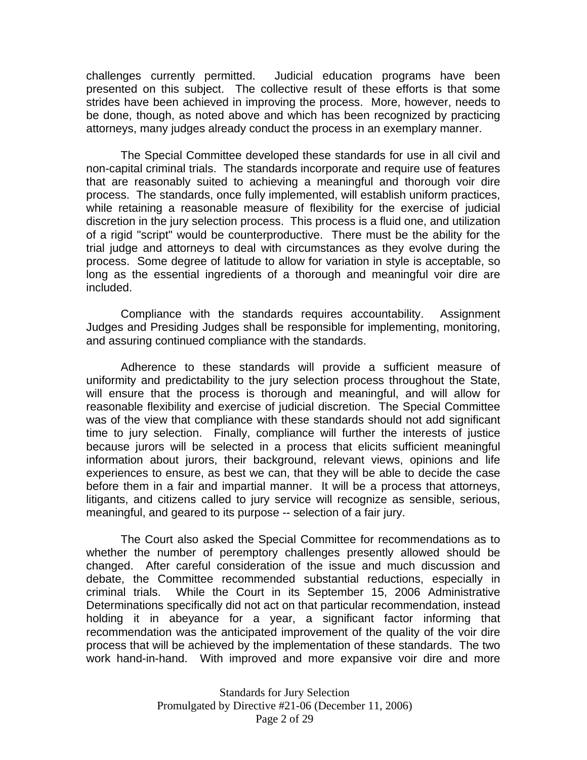challenges currently permitted. Judicial education programs have been presented on this subject. The collective result of these efforts is that some strides have been achieved in improving the process. More, however, needs to be done, though, as noted above and which has been recognized by practicing attorneys, many judges already conduct the process in an exemplary manner.

The Special Committee developed these standards for use in all civil and non-capital criminal trials. The standards incorporate and require use of features that are reasonably suited to achieving a meaningful and thorough voir dire process. The standards, once fully implemented, will establish uniform practices, while retaining a reasonable measure of flexibility for the exercise of judicial discretion in the jury selection process. This process is a fluid one, and utilization of a rigid "script" would be counterproductive. There must be the ability for the trial judge and attorneys to deal with circumstances as they evolve during the process. Some degree of latitude to allow for variation in style is acceptable, so long as the essential ingredients of a thorough and meaningful voir dire are included.

Compliance with the standards requires accountability. Assignment Judges and Presiding Judges shall be responsible for implementing, monitoring, and assuring continued compliance with the standards.

Adherence to these standards will provide a sufficient measure of uniformity and predictability to the jury selection process throughout the State, will ensure that the process is thorough and meaningful, and will allow for reasonable flexibility and exercise of judicial discretion. The Special Committee was of the view that compliance with these standards should not add significant time to jury selection. Finally, compliance will further the interests of justice because jurors will be selected in a process that elicits sufficient meaningful information about jurors, their background, relevant views, opinions and life experiences to ensure, as best we can, that they will be able to decide the case before them in a fair and impartial manner. It will be a process that attorneys, litigants, and citizens called to jury service will recognize as sensible, serious, meaningful, and geared to its purpose -- selection of a fair jury.

The Court also asked the Special Committee for recommendations as to whether the number of peremptory challenges presently allowed should be changed. After careful consideration of the issue and much discussion and debate, the Committee recommended substantial reductions, especially in criminal trials. While the Court in its September 15, 2006 Administrative Determinations specifically did not act on that particular recommendation, instead holding it in abeyance for a year, a significant factor informing that recommendation was the anticipated improvement of the quality of the voir dire process that will be achieved by the implementation of these standards. The two work hand-in-hand. With improved and more expansive voir dire and more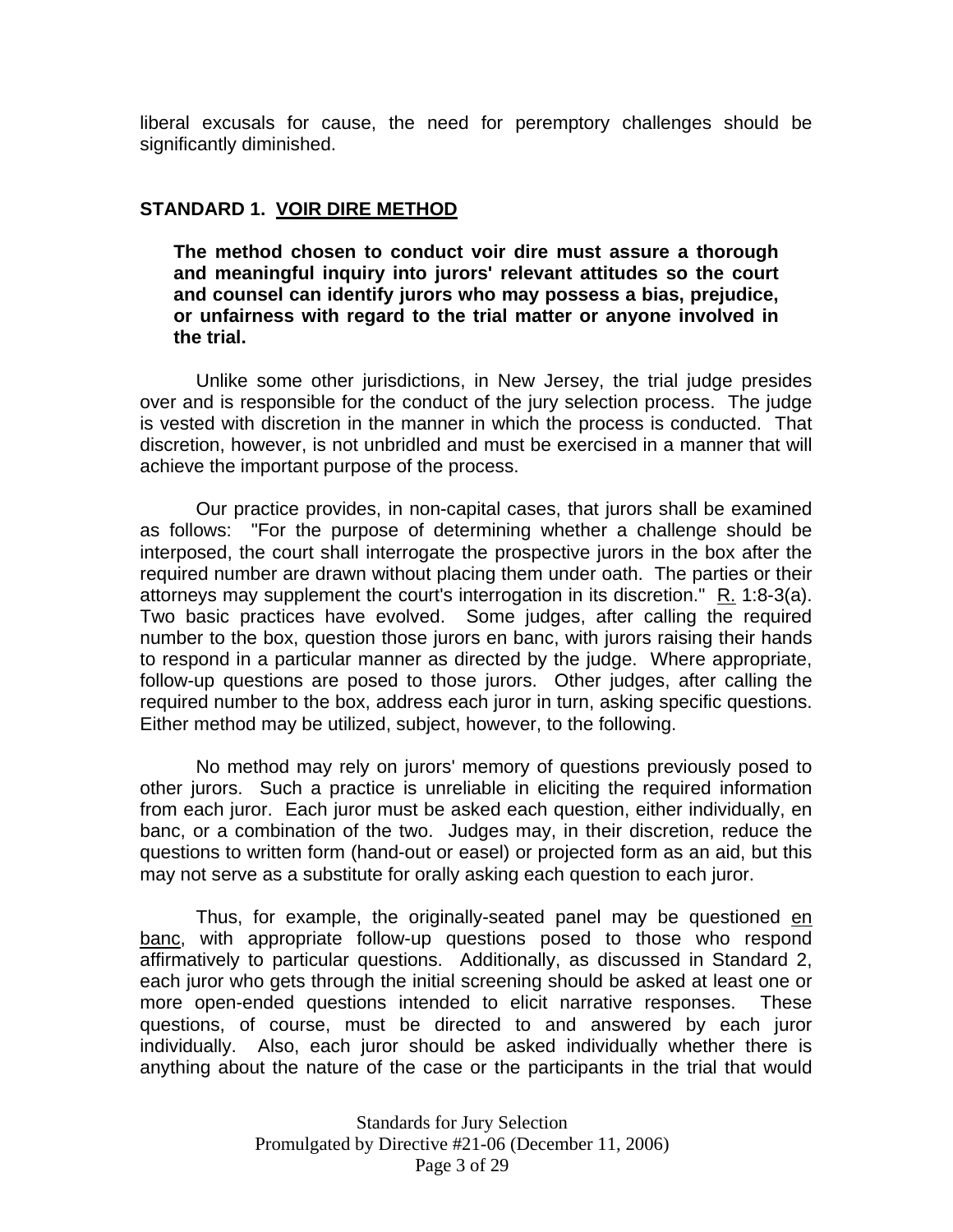liberal excusals for cause, the need for peremptory challenges should be significantly diminished.

## STANDARD 1. VOIR DIRE METHOD

> **The method chosen to conduct voir dire must assure a thorough and meaningful inquiry into jurors' relevant attitudes so the court and counsel can identify jurors who may possess a bias, prejudice, or unfairness with regard to the trial matter or anyone involved in the trial.**

Unlike some other jurisdictions, in New Jersey, the trial judge presides over and is responsible for the conduct of the jury selection process. The judge is vested with discretion in the manner in which the process is conducted. That discretion, however, is not unbridled and must be exercised in a manner that will achieve the important purpose of the process.

Our practice provides, in non-capital cases, that jurors shall be examined as follows: "For the purpose of determining whether a challenge should be interposed, the court shall interrogate the prospective jurors in the box after the required number are drawn without placing them under oath. The parties or their attorneys may supplement the court's interrogation in its discretion." R. 1:8-3(a). Two basic practices have evolved. Some judges, after calling the required number to the box, question those jurors en banc, with jurors raising their hands to respond in a particular manner as directed by the judge. Where appropriate, follow-up questions are posed to those jurors. Other judges, after calling the required number to the box, address each juror in turn, asking specific questions. Either method may be utilized, subject, however, to the following.

No method may rely on jurors' memory of questions previously posed to other jurors. Such a practice is unreliable in eliciting the required information from each juror. Each juror must be asked each question, either individually, en banc, or a combination of the two. Judges may, in their discretion, reduce the questions to written form (hand-out or easel) or projected form as an aid, but this may not serve as a substitute for orally asking each question to each juror.

Thus, for example, the originally-seated panel may be questioned en banc, with appropriate follow-up questions posed to those who respond affirmatively to particular questions. Additionally, as discussed in Standard 2, each juror who gets through the initial screening should be asked at least one or more open-ended questions intended to elicit narrative responses. These questions, of course, must be directed to and answered by each juror individually. Also, each juror should be asked individually whether there is anything about the nature of the case or the participants in the trial that would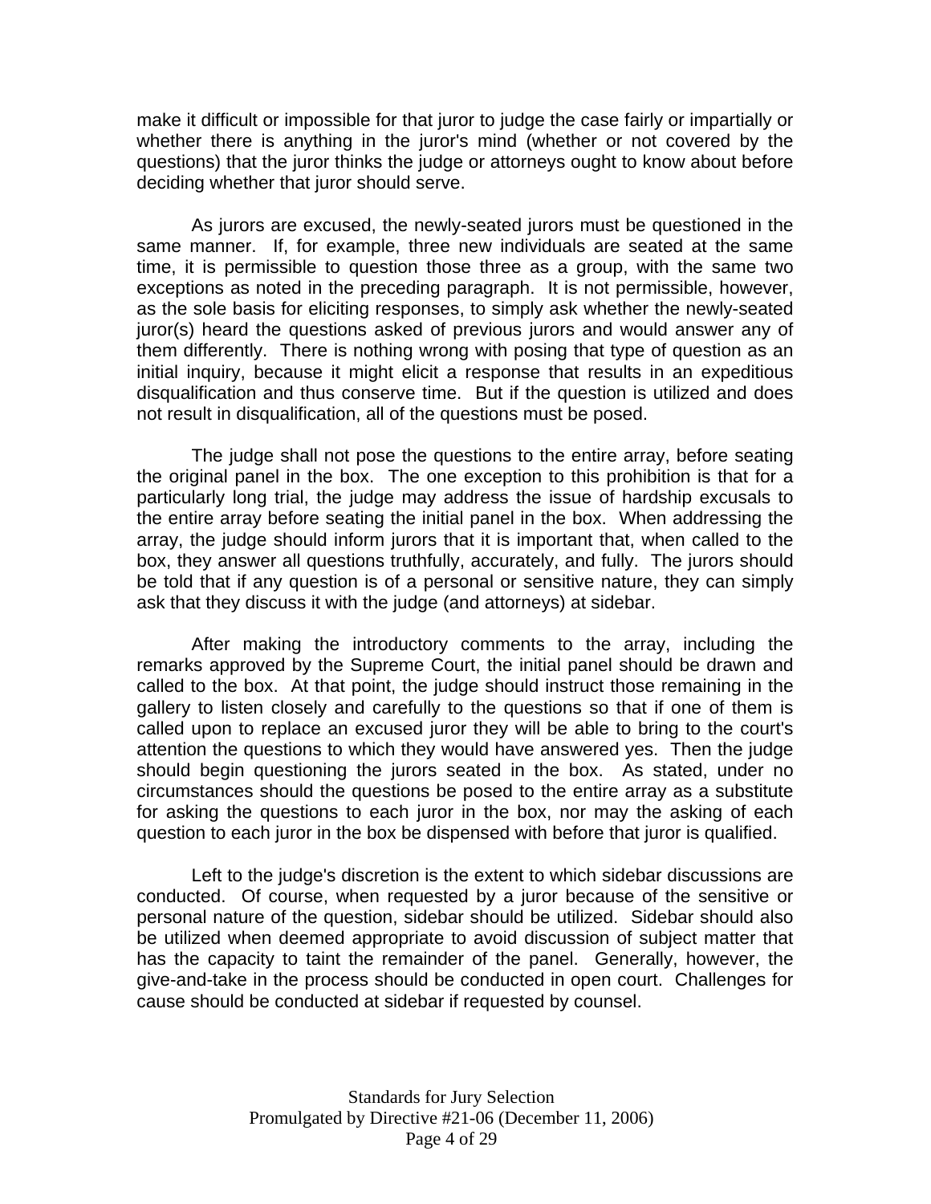make it difficult or impossible for that juror to judge the case fairly or impartially or whether there is anything in the juror's mind (whether or not covered by the questions) that the juror thinks the judge or attorneys ought to know about before deciding whether that juror should serve.

As jurors are excused, the newly-seated jurors must be questioned in the same manner. If, for example, three new individuals are seated at the same time, it is permissible to question those three as a group, with the same two exceptions as noted in the preceding paragraph. It is not permissible, however, as the sole basis for eliciting responses, to simply ask whether the newly-seated juror(s) heard the questions asked of previous jurors and would answer any of them differently. There is nothing wrong with posing that type of question as an initial inquiry, because it might elicit a response that results in an expeditious disqualification and thus conserve time. But if the question is utilized and does not result in disqualification, all of the questions must be posed.

The judge shall not pose the questions to the entire array, before seating the original panel in the box. The one exception to this prohibition is that for a particularly long trial, the judge may address the issue of hardship excusals to the entire array before seating the initial panel in the box. When addressing the array, the judge should inform jurors that it is important that, when called to the box, they answer all questions truthfully, accurately, and fully. The jurors should be told that if any question is of a personal or sensitive nature, they can simply ask that they discuss it with the judge (and attorneys) at sidebar.

After making the introductory comments to the array, including the remarks approved by the Supreme Court, the initial panel should be drawn and called to the box. At that point, the judge should instruct those remaining in the gallery to listen closely and carefully to the questions so that if one of them is called upon to replace an excused juror they will be able to bring to the court's attention the questions to which they would have answered yes. Then the judge should begin questioning the jurors seated in the box. As stated, under no circumstances should the questions be posed to the entire array as a substitute for asking the questions to each juror in the box, nor may the asking of each question to each juror in the box be dispensed with before that juror is qualified.

Left to the judge's discretion is the extent to which sidebar discussions are conducted. Of course, when requested by a juror because of the sensitive or personal nature of the question, sidebar should be utilized. Sidebar should also be utilized when deemed appropriate to avoid discussion of subject matter that has the capacity to taint the remainder of the panel. Generally, however, the give-and-take in the process should be conducted in open court. Challenges for cause should be conducted at sidebar if requested by counsel.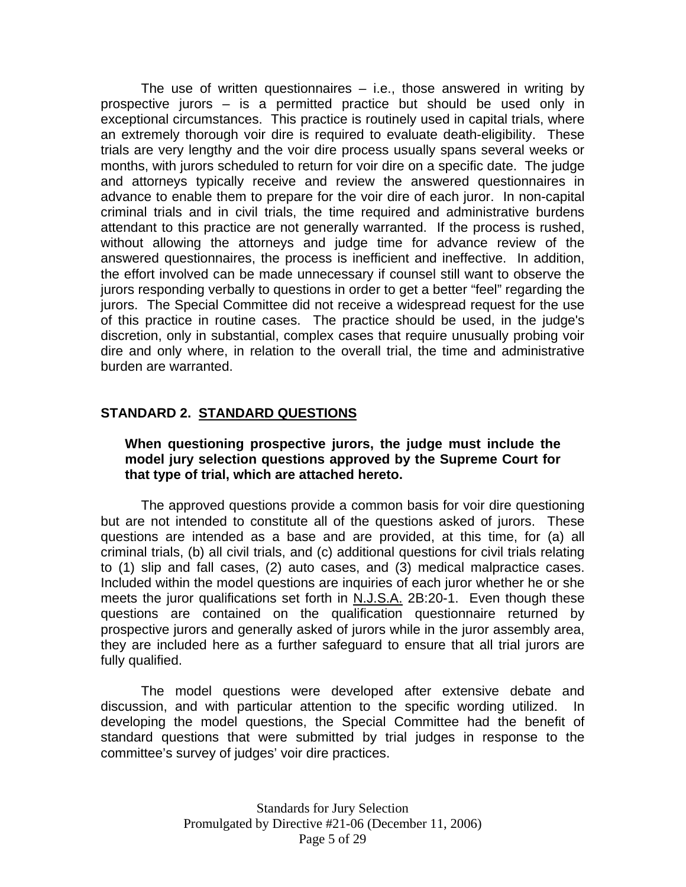The use of written questionnaires – i.e., those answered in writing by prospective jurors – is a permitted practice but should be used only in exceptional circumstances. This practice is routinely used in capital trials, where an extremely thorough voir dire is required to evaluate death-eligibility. These trials are very lengthy and the voir dire process usually spans several weeks or months, with jurors scheduled to return for voir dire on a specific date. The judge and attorneys typically receive and review the answered questionnaires in advance to enable them to prepare for the voir dire of each juror. In non-capital criminal trials and in civil trials, the time required and administrative burdens attendant to this practice are not generally warranted. If the process is rushed, without allowing the attorneys and judge time for advance review of the answered questionnaires, the process is inefficient and ineffective. In addition, the effort involved can be made unnecessary if counsel still want to observe the jurors responding verbally to questions in order to get a better "feel" regarding the jurors. The Special Committee did not receive a widespread request for the use of this practice in routine cases. The practice should be used, in the judge's discretion, only in substantial, complex cases that require unusually probing voir dire and only where, in relation to the overall trial, the time and administrative burden are warranted.

## STANDARD 2. STANDARD QUESTIONS

**When questioning prospective jurors, the judge must include the model jury selection questions approved by the Supreme Court for that type of trial, which are attached hereto.**

The approved questions provide a common basis for voir dire questioning but are not intended to constitute all of the questions asked of jurors. These questions are intended as a base and are provided, at this time, for (a) all criminal trials, (b) all civil trials, and (c) additional questions for civil trials relating to (1) slip and fall cases, (2) auto cases, and (3) medical malpractice cases. Included within the model questions are inquiries of each juror whether he or she meets the juror qualifications set forth in N.J.S.A. 2B:20-1. Even though these questions are contained on the qualification questionnaire returned by prospective jurors and generally asked of jurors while in the juror assembly area, they are included here as a further safeguard to ensure that all trial jurors are fully qualified.

The model questions were developed after extensive debate and discussion, and with particular attention to the specific wording utilized. In developing the model questions, the Special Committee had the benefit of standard questions that were submitted by trial judges in response to the committee's survey of judges' voir dire practices.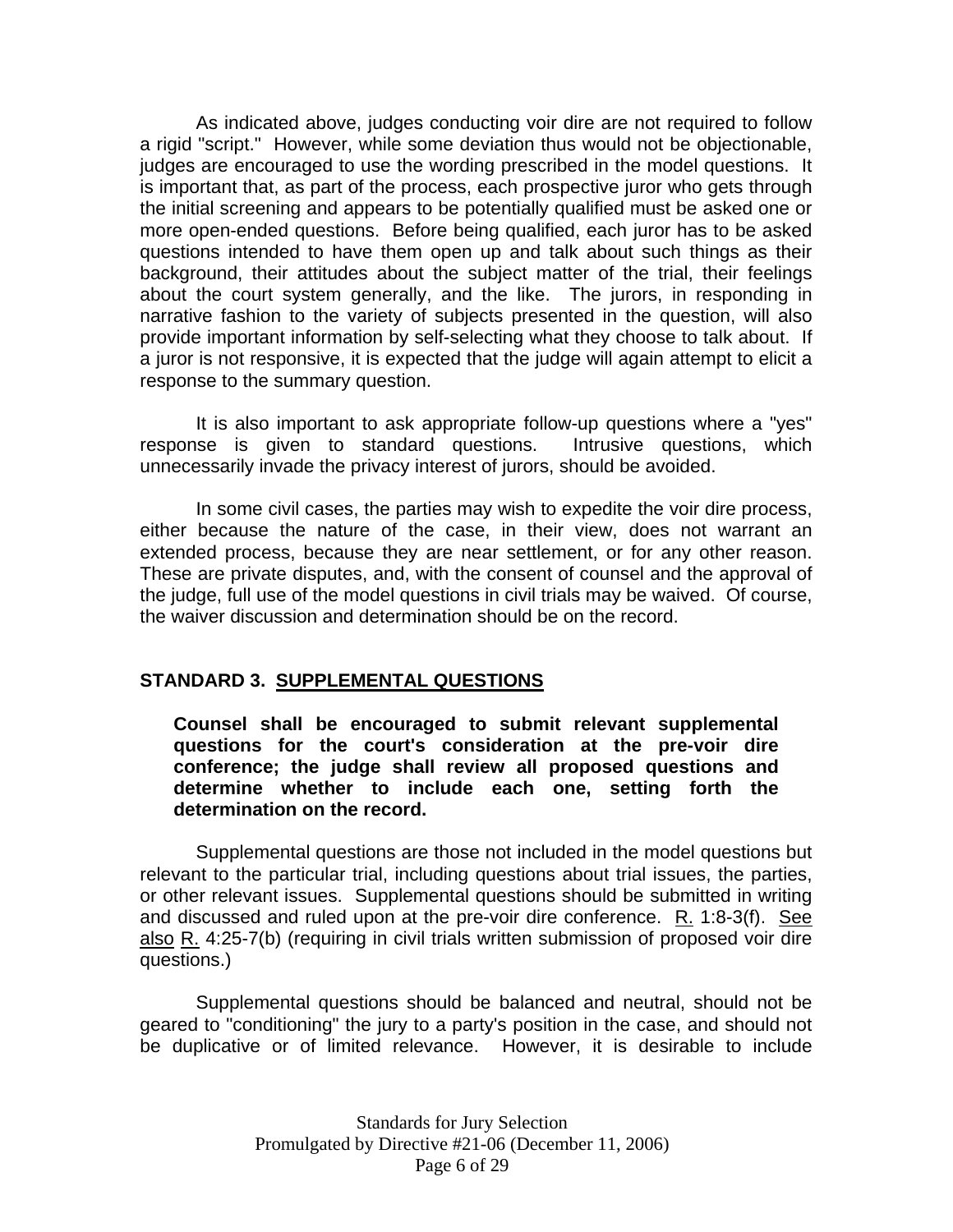As indicated above, judges conducting voir dire are not required to follow a rigid "script." However, while some deviation thus would not be objectionable, judges are encouraged to use the wording prescribed in the model questions. It is important that, as part of the process, each prospective juror who gets through the initial screening and appears to be potentially qualified must be asked one or more open-ended questions. Before being qualified, each juror has to be asked questions intended to have them open up and talk about such things as their background, their attitudes about the subject matter of the trial, their feelings about the court system generally, and the like. The jurors, in responding in narrative fashion to the variety of subjects presented in the question, will also provide important information by self-selecting what they choose to talk about. If a juror is not responsive, it is expected that the judge will again attempt to elicit a response to the summary question.

It is also important to ask appropriate follow-up questions where a "yes" response is given to standard questions. Intrusive questions, which unnecessarily invade the privacy interest of jurors, should be avoided.

In some civil cases, the parties may wish to expedite the voir dire process, either because the nature of the case, in their view, does not warrant an extended process, because they are near settlement, or for any other reason. These are private disputes, and, with the consent of counsel and the approval of the judge, full use of the model questions in civil trials may be waived. Of course, the waiver discussion and determination should be on the record.

## STANDARD 3. SUPPLEMENTAL QUESTIONS

**Counsel shall be encouraged to submit relevant supplemental questions for the court's consideration at the pre-voir dire conference; the judge shall review all proposed questions and determine whether to include each one, setting forth the determination on the record.**

Supplemental questions are those not included in the model questions but relevant to the particular trial, including questions about trial issues, the parties, or other relevant issues. Supplemental questions should be submitted in writing and discussed and ruled upon at the pre-voir dire conference. R. 1:8-3(f). See also R. 4:25-7(b) (requiring in civil trials written submission of proposed voir dire questions.)

Supplemental questions should be balanced and neutral, should not be geared to "conditioning" the jury to a party's position in the case, and should not be duplicative or of limited relevance. However, it is desirable to include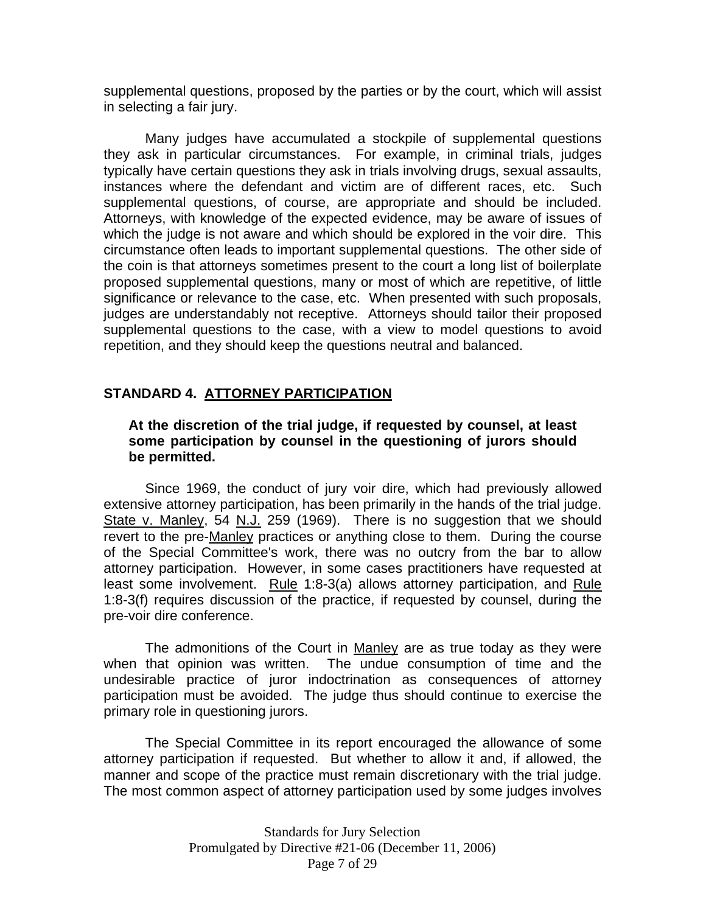supplemental questions, proposed by the parties or by the court, which will assist in selecting a fair jury.

Many judges have accumulated a stockpile of supplemental questions they ask in particular circumstances. For example, in criminal trials, judges typically have certain questions they ask in trials involving drugs, sexual assaults, instances where the defendant and victim are of different races, etc. Such supplemental questions, of course, are appropriate and should be included. Attorneys, with knowledge of the expected evidence, may be aware of issues of which the judge is not aware and which should be explored in the voir dire. This circumstance often leads to important supplemental questions. The other side of the coin is that attorneys sometimes present to the court a long list of boilerplate proposed supplemental questions, many or most of which are repetitive, of little significance or relevance to the case, etc. When presented with such proposals, judges are understandably not receptive. Attorneys should tailor their proposed supplemental questions to the case, with a view to model questions to avoid repetition, and they should keep the questions neutral and balanced.

## STANDARD 4. ATTORNEY PARTICIPATION

**At the discretion of the trial judge, if requested by counsel, at least some participation by counsel in the questioning of jurors should be permitted.**

Since 1969, the conduct of jury voir dire, which had previously allowed extensive attorney participation, has been primarily in the hands of the trial judge. State v. Manley, 54 N.J. 259 (1969). There is no suggestion that we should revert to the pre-Manley practices or anything close to them. During the course of the Special Committee's work, there was no outcry from the bar to allow attorney participation. However, in some cases practitioners have requested at least some involvement. Rule 1:8-3(a) allows attorney participation, and Rule 1:8-3(f) requires discussion of the practice, if requested by counsel, during the pre-voir dire conference.

The admonitions of the Court in Manley are as true today as they were when that opinion was written. The undue consumption of time and the undesirable practice of juror indoctrination as consequences of attorney participation must be avoided. The judge thus should continue to exercise the primary role in questioning jurors.

The Special Committee in its report encouraged the allowance of some attorney participation if requested. But whether to allow it and, if allowed, the manner and scope of the practice must remain discretionary with the trial judge. The most common aspect of attorney participation used by some judges involves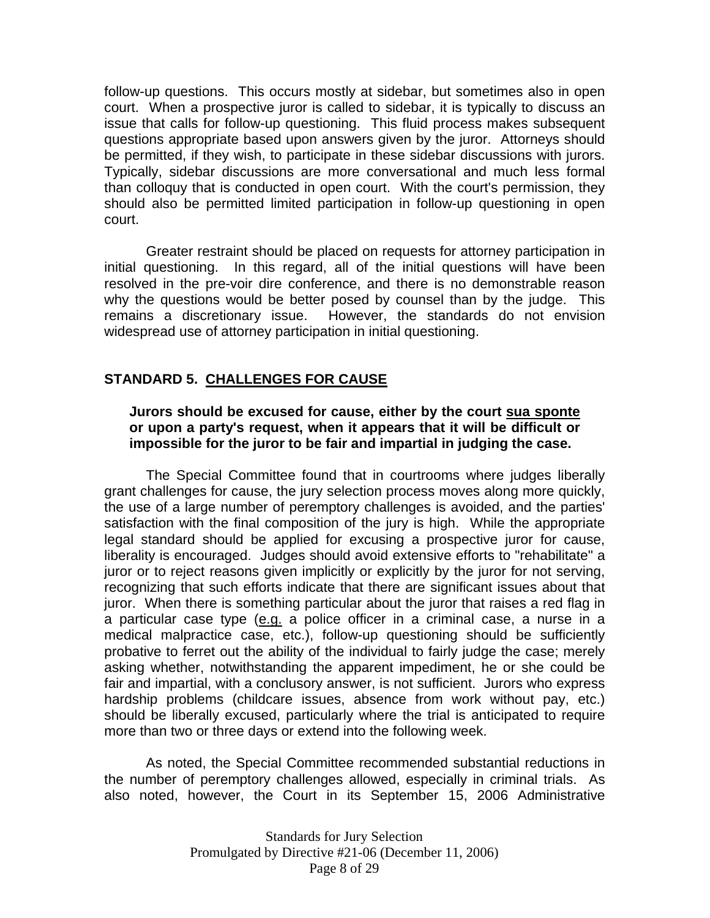follow-up questions. This occurs mostly at sidebar, but sometimes also in open court. When a prospective juror is called to sidebar, it is typically to discuss an issue that calls for follow-up questioning. This fluid process makes subsequent questions appropriate based upon answers given by the juror. Attorneys should be permitted, if they wish, to participate in these sidebar discussions with jurors. Typically, sidebar discussions are more conversational and much less formal than colloquy that is conducted in open court. With the court's permission, they should also be permitted limited participation in follow-up questioning in open court.

Greater restraint should be placed on requests for attorney participation in initial questioning. In this regard, all of the initial questions will have been resolved in the pre-voir dire conference, and there is no demonstrable reason why the questions would be better posed by counsel than by the judge. This remains a discretionary issue. However, the standards do not envision widespread use of attorney participation in initial questioning.

## STANDARD 5. CHALLENGES FOR CAUSE

**Jurors should be excused for cause, either by the court sua sponte or upon a party's request, when it appears that it will be difficult or impossible for the juror to be fair and impartial in judging the case.**

The Special Committee found that in courtrooms where judges liberally grant challenges for cause, the jury selection process moves along more quickly, the use of a large number of peremptory challenges is avoided, and the parties' satisfaction with the final composition of the jury is high. While the appropriate legal standard should be applied for excusing a prospective juror for cause, liberality is encouraged. Judges should avoid extensive efforts to "rehabilitate" a juror or to reject reasons given implicitly or explicitly by the juror for not serving, recognizing that such efforts indicate that there are significant issues about that juror. When there is something particular about the juror that raises a red flag in a particular case type (e.g. a police officer in a criminal case, a nurse in a medical malpractice case, etc.), follow-up questioning should be sufficiently probative to ferret out the ability of the individual to fairly judge the case; merely asking whether, notwithstanding the apparent impediment, he or she could be fair and impartial, with a conclusory answer, is not sufficient. Jurors who express hardship problems (childcare issues, absence from work without pay, etc.) should be liberally excused, particularly where the trial is anticipated to require more than two or three days or extend into the following week.

As noted, the Special Committee recommended substantial reductions in the number of peremptory challenges allowed, especially in criminal trials. As also noted, however, the Court in its September 15, 2006 Administrative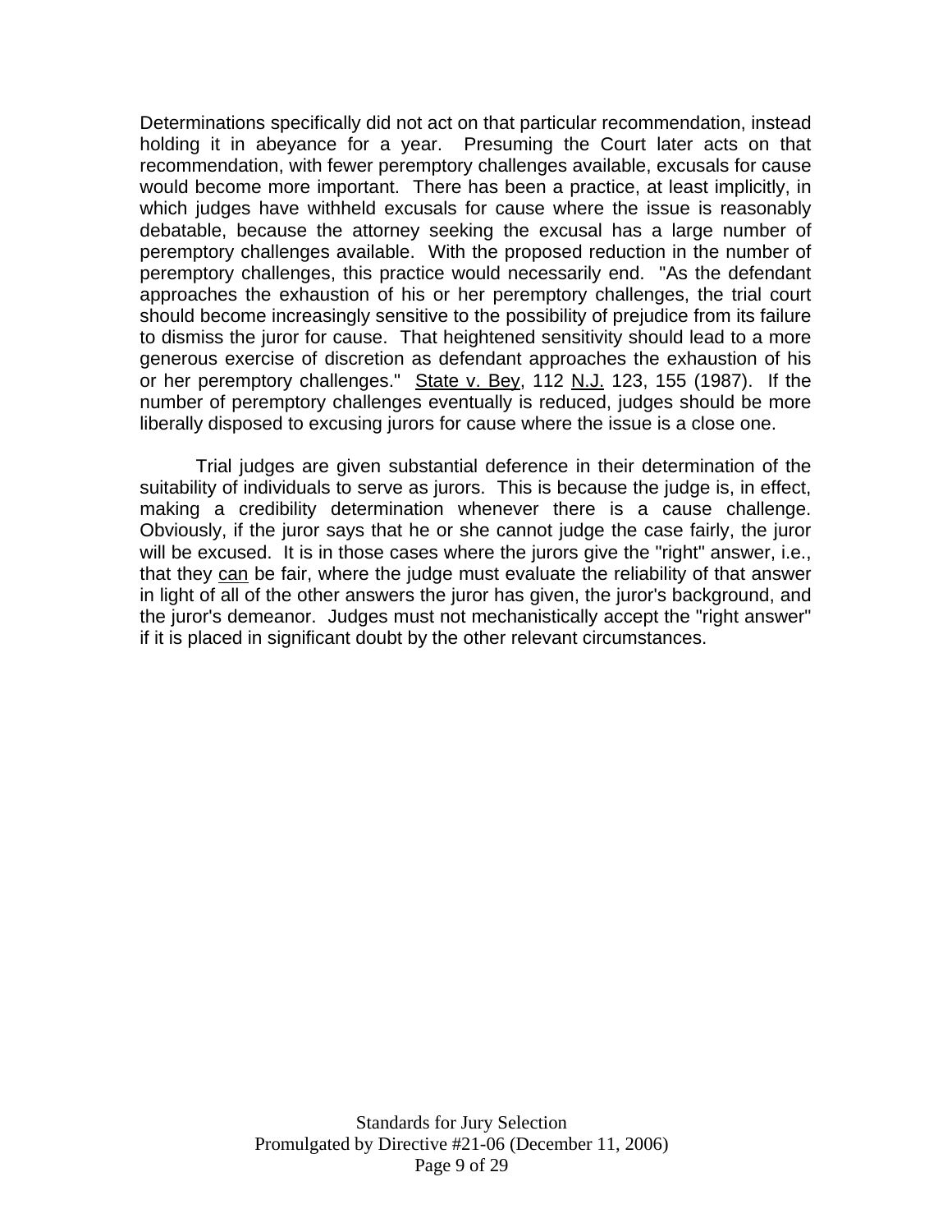Determinations specifically did not act on that particular recommendation, instead holding it in abeyance for a year. Presuming the Court later acts on that recommendation, with fewer peremptory challenges available, excusals for cause would become more important. There has been a practice, at least implicitly, in which judges have withheld excusals for cause where the issue is reasonably debatable, because the attorney seeking the excusal has a large number of peremptory challenges available. With the proposed reduction in the number of peremptory challenges, this practice would necessarily end. "As the defendant approaches the exhaustion of his or her peremptory challenges, the trial court should become increasingly sensitive to the possibility of prejudice from its failure to dismiss the juror for cause. That heightened sensitivity should lead to a more generous exercise of discretion as defendant approaches the exhaustion of his or her peremptory challenges." State v. Bey, 112 N.J. 123, 155 (1987). If the number of peremptory challenges eventually is reduced, judges should be more liberally disposed to excusing jurors for cause where the issue is a close one.

Trial judges are given substantial deference in their determination of the suitability of individuals to serve as jurors. This is because the judge is, in effect, making a credibility determination whenever there is a cause challenge. Obviously, if the juror says that he or she cannot judge the case fairly, the juror will be excused. It is in those cases where the jurors give the "right" answer, i.e., that they can be fair, where the judge must evaluate the reliability of that answer in light of all of the other answers the juror has given, the juror's background, and the juror's demeanor. Judges must not mechanistically accept the "right answer" if it is placed in significant doubt by the other relevant circumstances.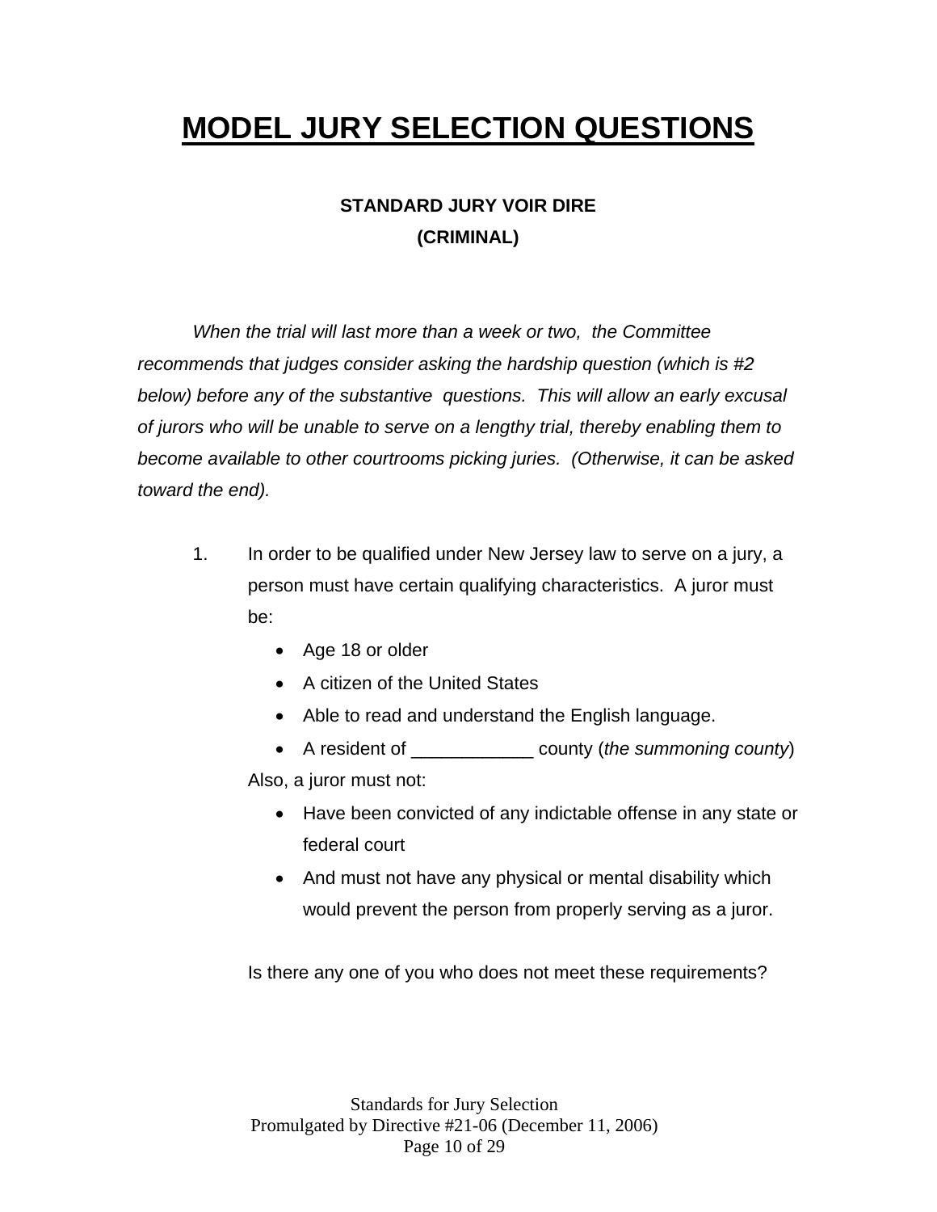# MODEL JURY SELECTION QUESTIONS

### STANDARD JURY VOIR DIRE
### (CRIMINAL)

*When the trial will last more than a week or two, the Committee recommends that judges consider asking the hardship question (which is #2 below) before any of the substantive questions. This will allow an early excusal of jurors who will be unable to serve on a lengthy trial, thereby enabling them to become available to other courtrooms picking juries. (Otherwise, it can be asked toward the end).*

1. In order to be qualified under New Jersey law to serve on a jury, a person must have certain qualifying characteristics. A juror must be:

   - Age 18 or older
   - A citizen of the United States
   - Able to read and understand the English language.
   - A resident of ____________ county (*the summoning county*)

   Also, a juror must not:

   - Have been convicted of any indictable offense in any state or federal court
   - And must not have any physical or mental disability which would prevent the person from properly serving as a juror.

   Is there any one of you who does not meet these requirements?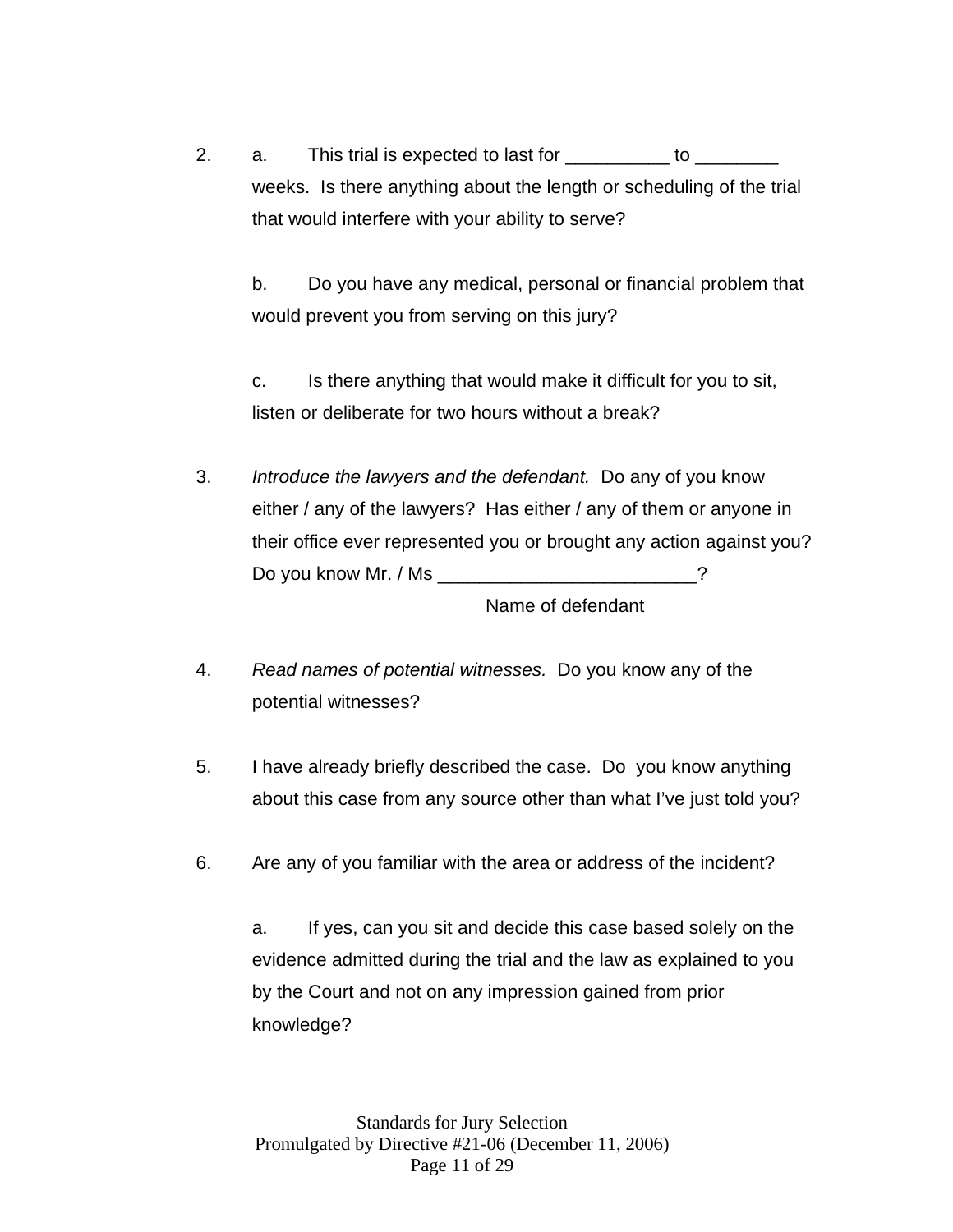2. a. This trial is expected to last for __________ to ________ weeks. Is there anything about the length or scheduling of the trial that would interfere with your ability to serve?

   b. Do you have any medical, personal or financial problem that would prevent you from serving on this jury?

   c. Is there anything that would make it difficult for you to sit, listen or deliberate for two hours without a break?

3. *Introduce the lawyers and the defendant.* Do any of you know either / any of the lawyers? Has either / any of them or anyone in their office ever represented you or brought any action against you? Do you know Mr. / Ms _________________________?
   Name of defendant

4. *Read names of potential witnesses.* Do you know any of the potential witnesses?

5. I have already briefly described the case. Do you know anything about this case from any source other than what I've just told you?

6. Are any of you familiar with the area or address of the incident?

   a. If yes, can you sit and decide this case based solely on the evidence admitted during the trial and the law as explained to you by the Court and not on any impression gained from prior knowledge?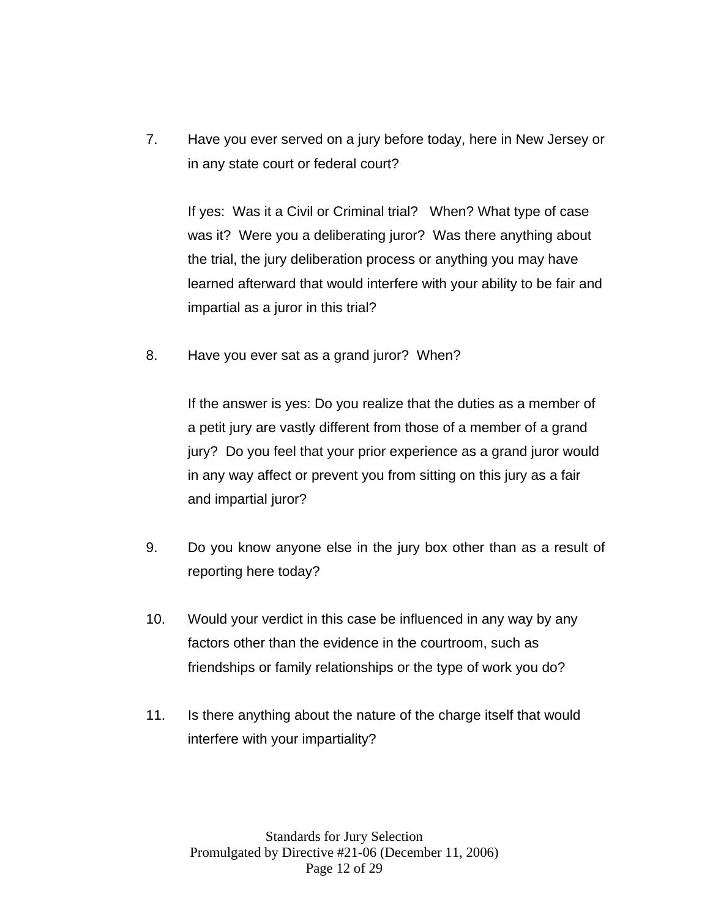7. Have you ever served on a jury before today, here in New Jersey or in any state court or federal court?

   If yes: Was it a Civil or Criminal trial? When? What type of case was it? Were you a deliberating juror? Was there anything about the trial, the jury deliberation process or anything you may have learned afterward that would interfere with your ability to be fair and impartial as a juror in this trial?

8. Have you ever sat as a grand juror? When?

   If the answer is yes: Do you realize that the duties as a member of a petit jury are vastly different from those of a member of a grand jury? Do you feel that your prior experience as a grand juror would in any way affect or prevent you from sitting on this jury as a fair and impartial juror?

9. Do you know anyone else in the jury box other than as a result of reporting here today?

10. Would your verdict in this case be influenced in any way by any factors other than the evidence in the courtroom, such as friendships or family relationships or the type of work you do?

11. Is there anything about the nature of the charge itself that would interfere with your impartiality?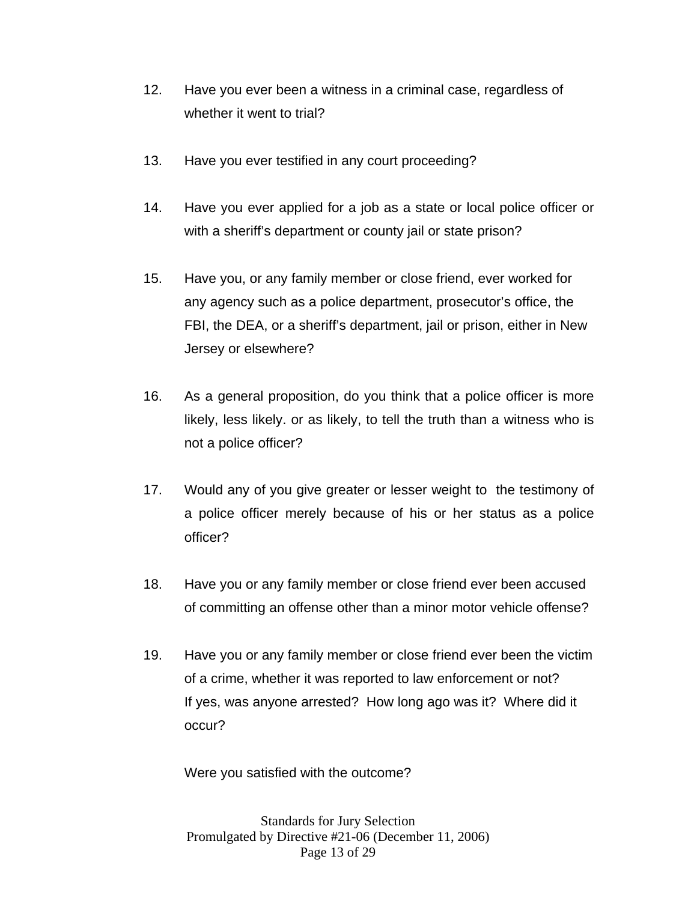12. Have you ever been a witness in a criminal case, regardless of whether it went to trial?

13. Have you ever testified in any court proceeding?

14. Have you ever applied for a job as a state or local police officer or with a sheriff's department or county jail or state prison?

15. Have you, or any family member or close friend, ever worked for any agency such as a police department, prosecutor's office, the FBI, the DEA, or a sheriff's department, jail or prison, either in New Jersey or elsewhere?

16. As a general proposition, do you think that a police officer is more likely, less likely. or as likely, to tell the truth than a witness who is not a police officer?

17. Would any of you give greater or lesser weight to the testimony of a police officer merely because of his or her status as a police officer?

18. Have you or any family member or close friend ever been accused of committing an offense other than a minor motor vehicle offense?

19. Have you or any family member or close friend ever been the victim of a crime, whether it was reported to law enforcement or not? If yes, was anyone arrested? How long ago was it? Where did it occur?

    Were you satisfied with the outcome?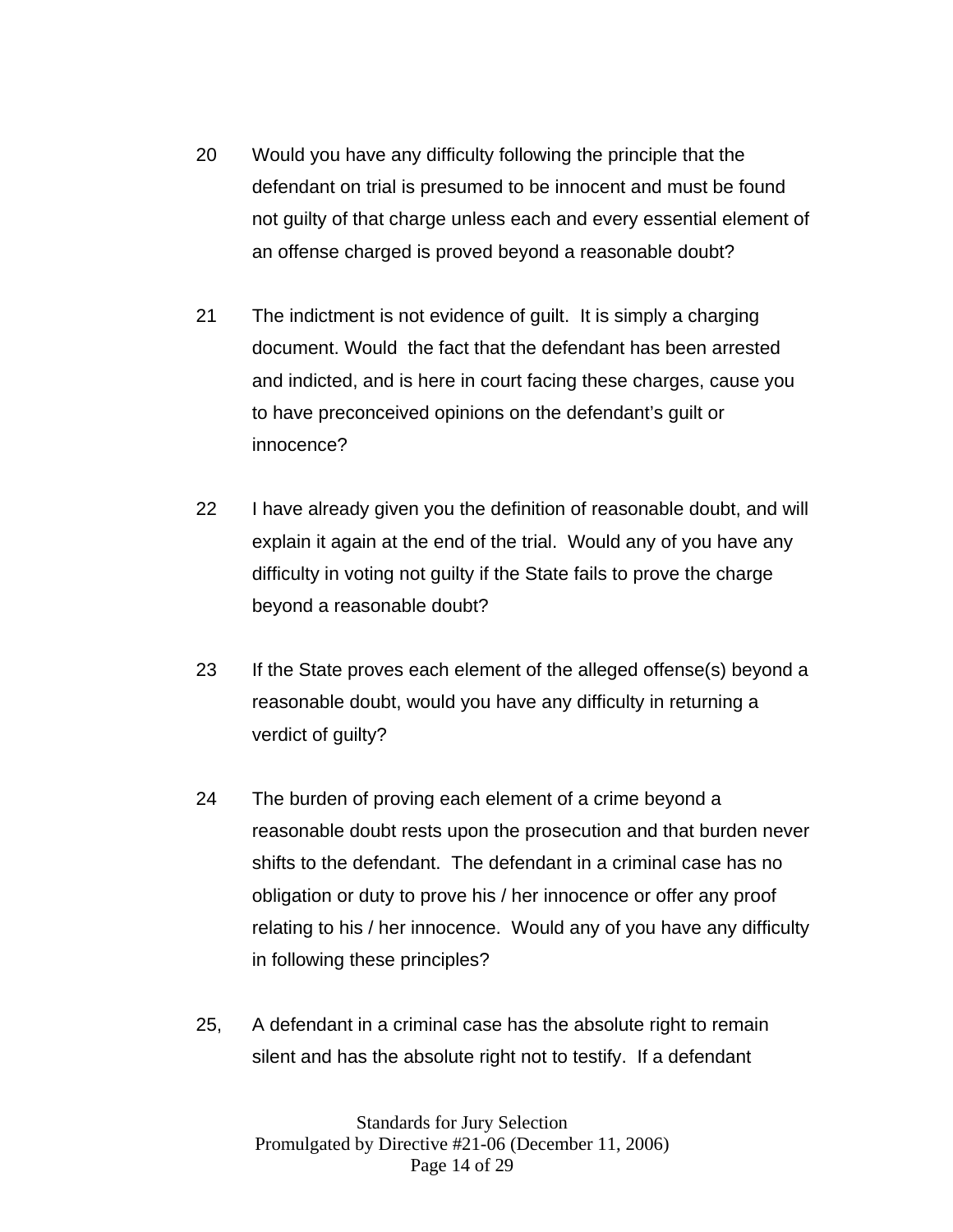20 Would you have any difficulty following the principle that the defendant on trial is presumed to be innocent and must be found not guilty of that charge unless each and every essential element of an offense charged is proved beyond a reasonable doubt?

21 The indictment is not evidence of guilt. It is simply a charging document. Would the fact that the defendant has been arrested and indicted, and is here in court facing these charges, cause you to have preconceived opinions on the defendant's guilt or innocence?

22 I have already given you the definition of reasonable doubt, and will explain it again at the end of the trial. Would any of you have any difficulty in voting not guilty if the State fails to prove the charge beyond a reasonable doubt?

23 If the State proves each element of the alleged offense(s) beyond a reasonable doubt, would you have any difficulty in returning a verdict of guilty?

24 The burden of proving each element of a crime beyond a reasonable doubt rests upon the prosecution and that burden never shifts to the defendant. The defendant in a criminal case has no obligation or duty to prove his / her innocence or offer any proof relating to his / her innocence. Would any of you have any difficulty in following these principles?

25, A defendant in a criminal case has the absolute right to remain silent and has the absolute right not to testify. If a defendant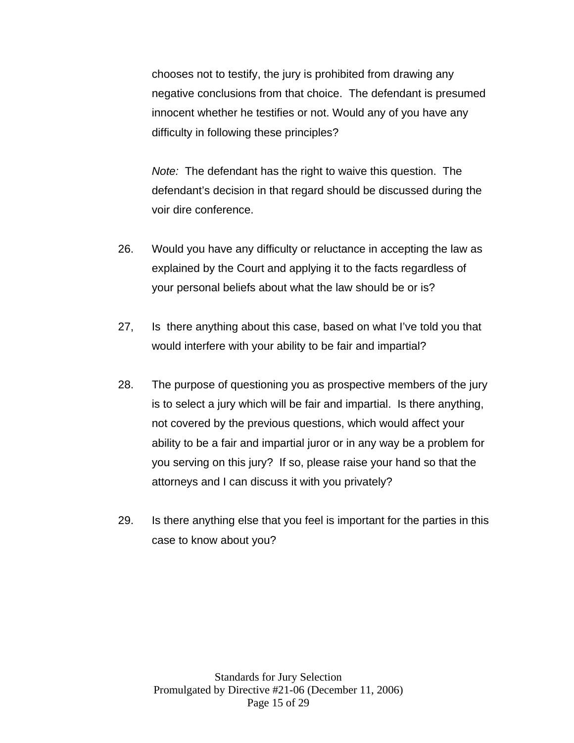chooses not to testify, the jury is prohibited from drawing any negative conclusions from that choice.  The defendant is presumed innocent whether he testifies or not. Would any of you have any difficulty in following these principles?

*Note:*  The defendant has the right to waive this question.  The defendant's decision in that regard should be discussed during the voir dire conference.

26. Would you have any difficulty or reluctance in accepting the law as explained by the Court and applying it to the facts regardless of your personal beliefs about what the law should be or is?

27, Is  there anything about this case, based on what I've told you that would interfere with your ability to be fair and impartial?

28. The purpose of questioning you as prospective members of the jury is to select a jury which will be fair and impartial.  Is there anything, not covered by the previous questions, which would affect your ability to be a fair and impartial juror or in any way be a problem for you serving on this jury?  If so, please raise your hand so that the attorneys and I can discuss it with you privately?

29. Is there anything else that you feel is important for the parties in this case to know about you?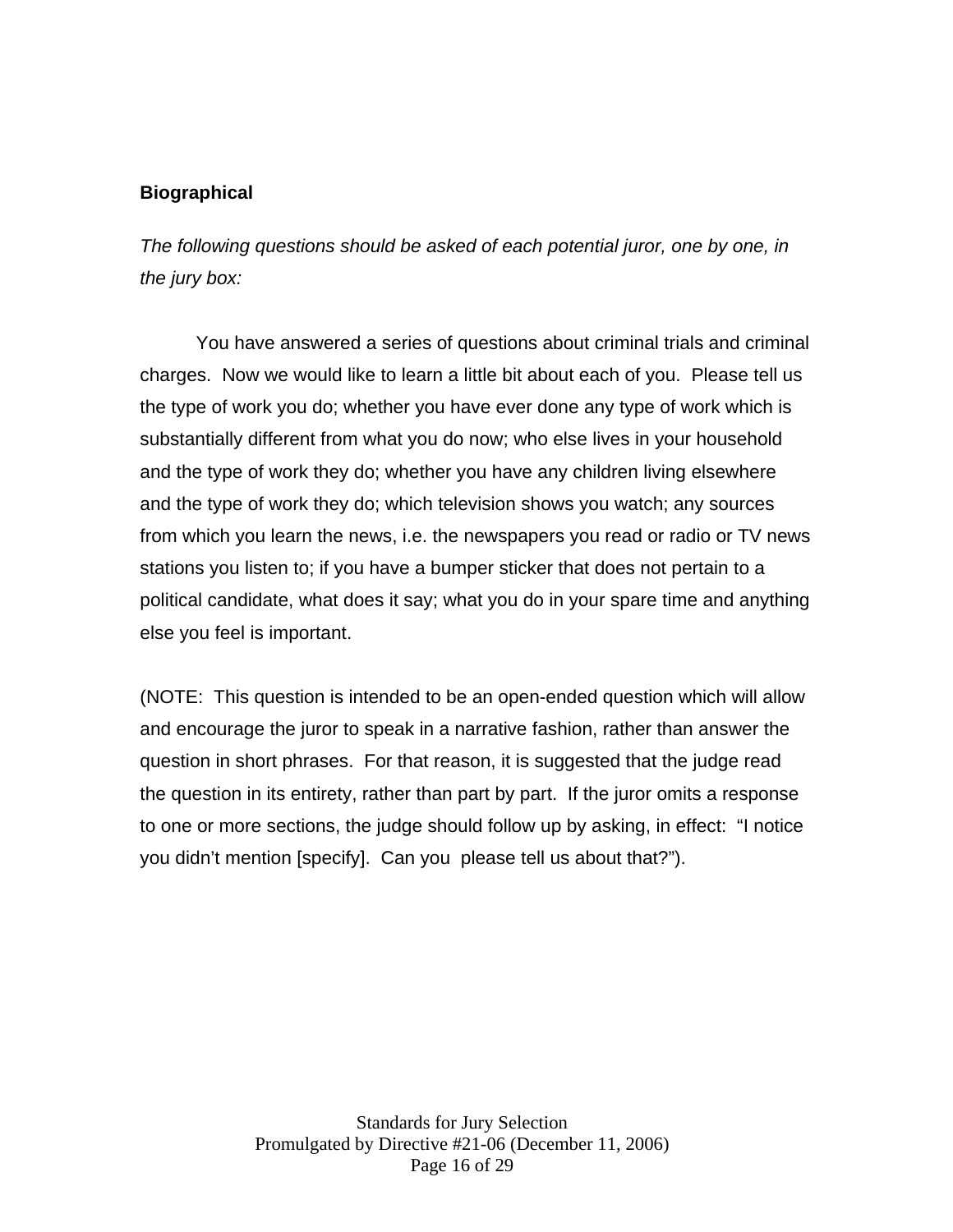**Biographical**

*The following questions should be asked of each potential juror, one by one, in the jury box:*

You have answered a series of questions about criminal trials and criminal charges. Now we would like to learn a little bit about each of you. Please tell us the type of work you do; whether you have ever done any type of work which is substantially different from what you do now; who else lives in your household and the type of work they do; whether you have any children living elsewhere and the type of work they do; which television shows you watch; any sources from which you learn the news, i.e. the newspapers you read or radio or TV news stations you listen to; if you have a bumper sticker that does not pertain to a political candidate, what does it say; what you do in your spare time and anything else you feel is important.

(NOTE: This question is intended to be an open-ended question which will allow and encourage the juror to speak in a narrative fashion, rather than answer the question in short phrases. For that reason, it is suggested that the judge read the question in its entirety, rather than part by part. If the juror omits a response to one or more sections, the judge should follow up by asking, in effect: "I notice you didn't mention [specify]. Can you please tell us about that?").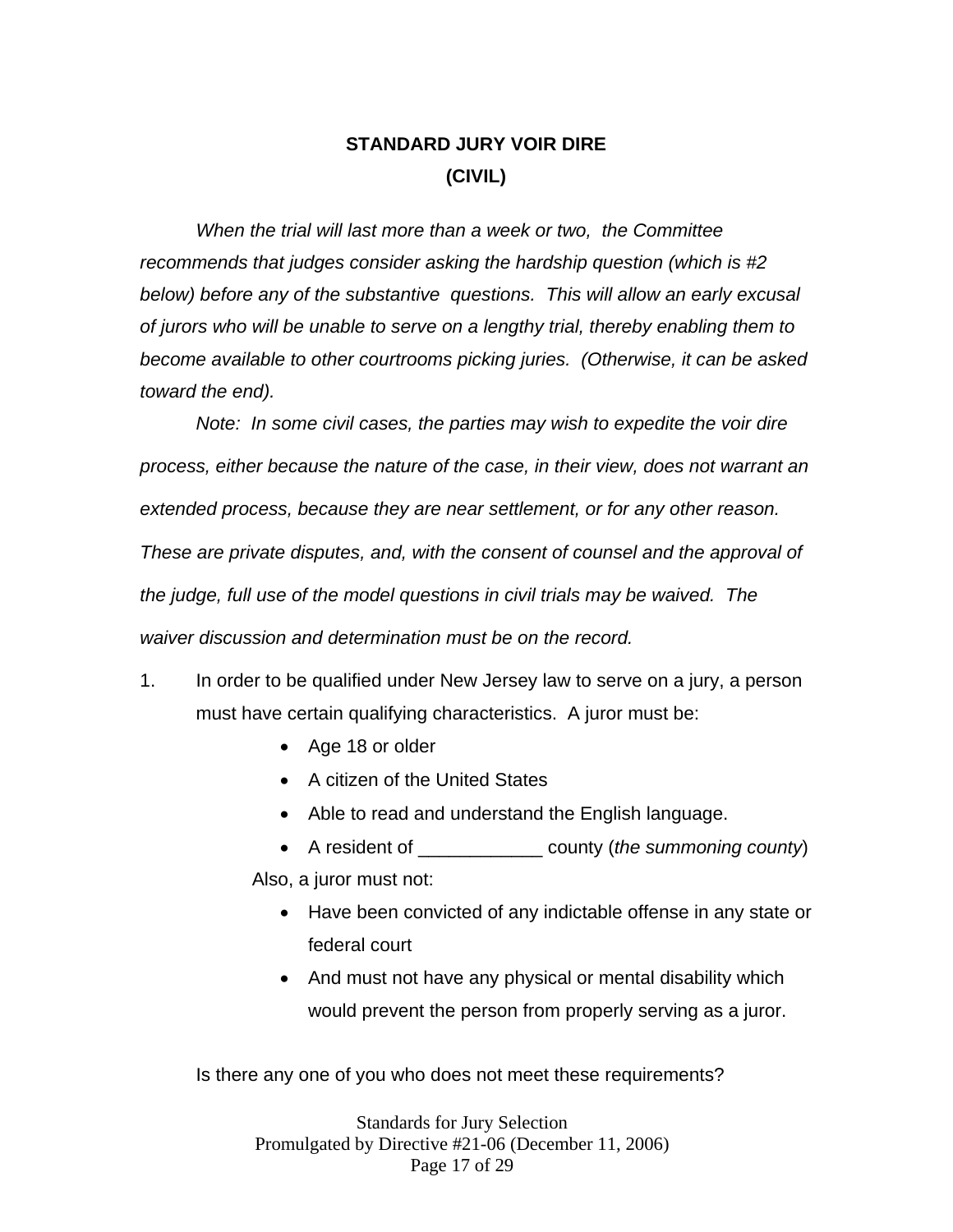## STANDARD JURY VOIR DIRE

## (CIVIL)

*When the trial will last more than a week or two, the Committee recommends that judges consider asking the hardship question (which is #2 below) before any of the substantive questions. This will allow an early excusal of jurors who will be unable to serve on a lengthy trial, thereby enabling them to become available to other courtrooms picking juries. (Otherwise, it can be asked toward the end).*

*Note: In some civil cases, the parties may wish to expedite the voir dire process, either because the nature of the case, in their view, does not warrant an extended process, because they are near settlement, or for any other reason. These are private disputes, and, with the consent of counsel and the approval of the judge, full use of the model questions in civil trials may be waived. The waiver discussion and determination must be on the record.*

1. In order to be qualified under New Jersey law to serve on a jury, a person must have certain qualifying characteristics. A juror must be:

   - Age 18 or older
   - A citizen of the United States
   - Able to read and understand the English language.
   - A resident of ____________ county (*the summoning county*)

   Also, a juror must not:

   - Have been convicted of any indictable offense in any state or federal court
   - And must not have any physical or mental disability which would prevent the person from properly serving as a juror.

   Is there any one of you who does not meet these requirements?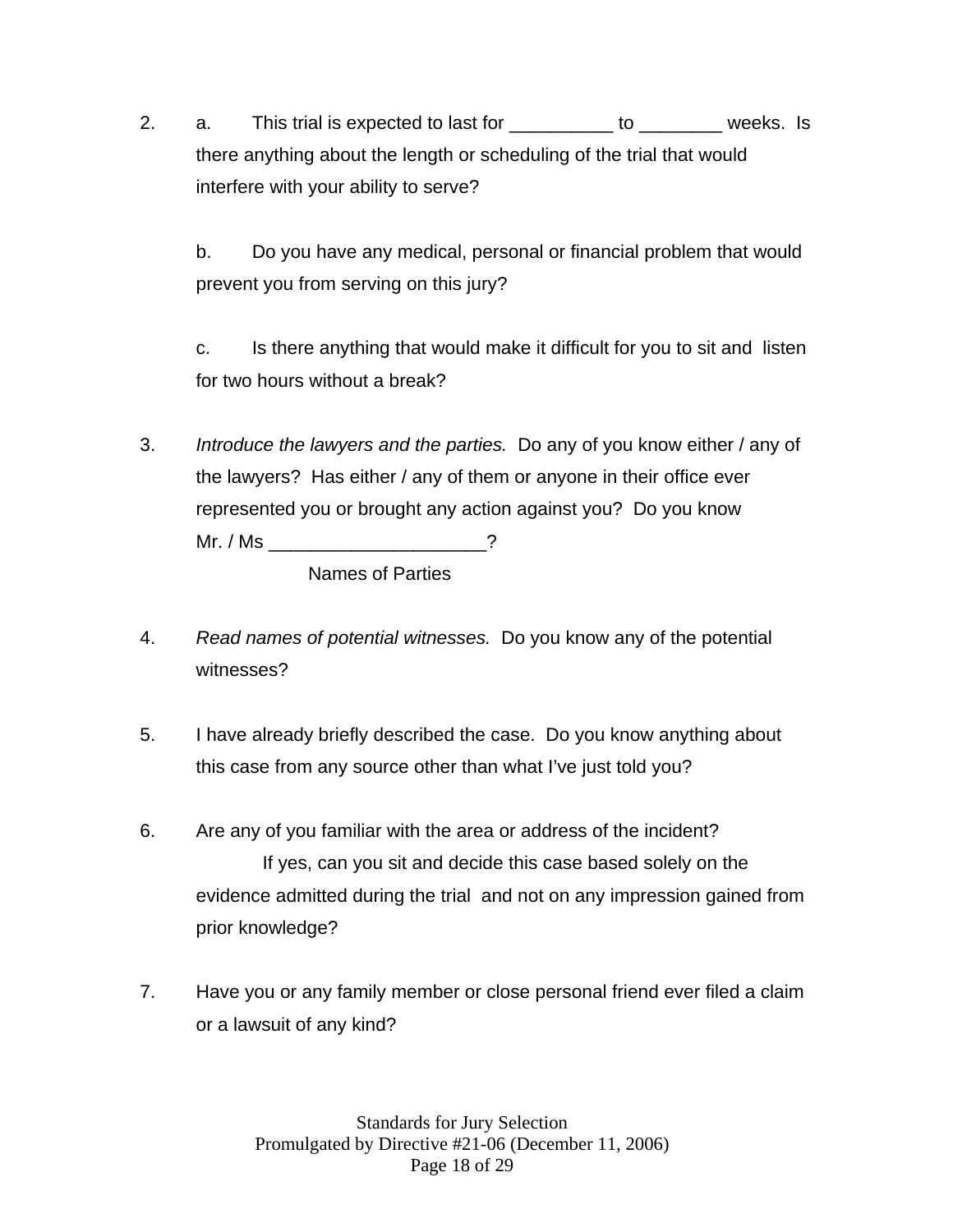2. a. This trial is expected to last for __________ to ________ weeks. Is there anything about the length or scheduling of the trial that would interfere with your ability to serve?

   b. Do you have any medical, personal or financial problem that would prevent you from serving on this jury?

   c. Is there anything that would make it difficult for you to sit and listen for two hours without a break?

3. *Introduce the lawyers and the parties.* Do any of you know either / any of the lawyers? Has either / any of them or anyone in their office ever represented you or brought any action against you? Do you know Mr. / Ms _____________________?
   Names of Parties

4. *Read names of potential witnesses.* Do you know any of the potential witnesses?

5. I have already briefly described the case. Do you know anything about this case from any source other than what I've just told you?

6. Are any of you familiar with the area or address of the incident?
   If yes, can you sit and decide this case based solely on the evidence admitted during the trial and not on any impression gained from prior knowledge?

7. Have you or any family member or close personal friend ever filed a claim or a lawsuit of any kind?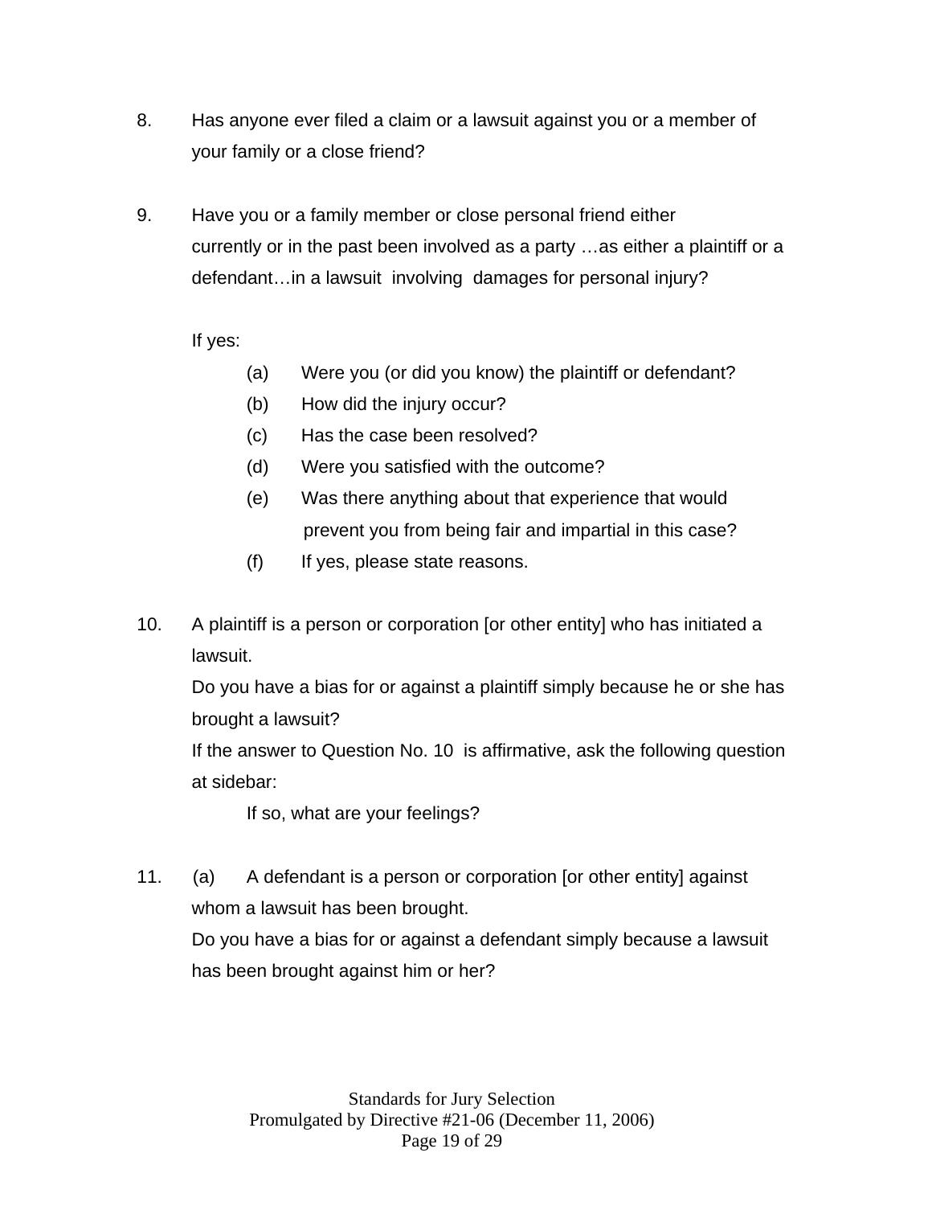8. Has anyone ever filed a claim or a lawsuit against you or a member of your family or a close friend?

9. Have you or a family member or close personal friend either currently or in the past been involved as a party …as either a plaintiff or a defendant…in a lawsuit involving damages for personal injury?

   If yes:

   (a) Were you (or did you know) the plaintiff or defendant?
   (b) How did the injury occur?
   (c) Has the case been resolved?
   (d) Were you satisfied with the outcome?
   (e) Was there anything about that experience that would prevent you from being fair and impartial in this case?
   (f) If yes, please state reasons.

10. A plaintiff is a person or corporation [or other entity] who has initiated a lawsuit.
    Do you have a bias for or against a plaintiff simply because he or she has brought a lawsuit?
    If the answer to Question No. 10 is affirmative, ask the following question at sidebar:

    If so, what are your feelings?

11. (a) A defendant is a person or corporation [or other entity] against whom a lawsuit has been brought.
    Do you have a bias for or against a defendant simply because a lawsuit has been brought against him or her?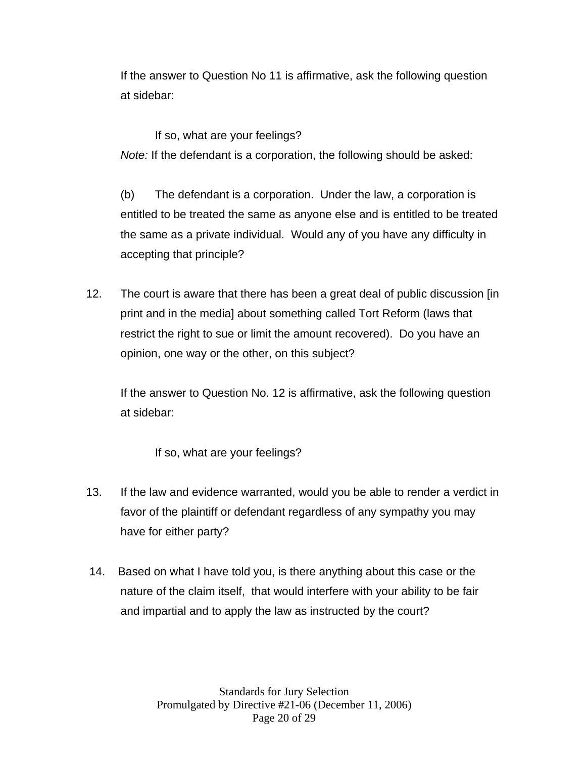If the answer to Question No 11 is affirmative, ask the following question at sidebar:

> If so, what are your feelings?

*Note:* If the defendant is a corporation, the following should be asked:

(b) The defendant is a corporation. Under the law, a corporation is entitled to be treated the same as anyone else and is entitled to be treated the same as a private individual. Would any of you have any difficulty in accepting that principle?

12. The court is aware that there has been a great deal of public discussion [in print and in the media] about something called Tort Reform (laws that restrict the right to sue or limit the amount recovered). Do you have an opinion, one way or the other, on this subject?

    If the answer to Question No. 12 is affirmative, ask the following question at sidebar:

    > If so, what are your feelings?

13. If the law and evidence warranted, would you be able to render a verdict in favor of the plaintiff or defendant regardless of any sympathy you may have for either party?

14. Based on what I have told you, is there anything about this case or the nature of the claim itself, that would interfere with your ability to be fair and impartial and to apply the law as instructed by the court?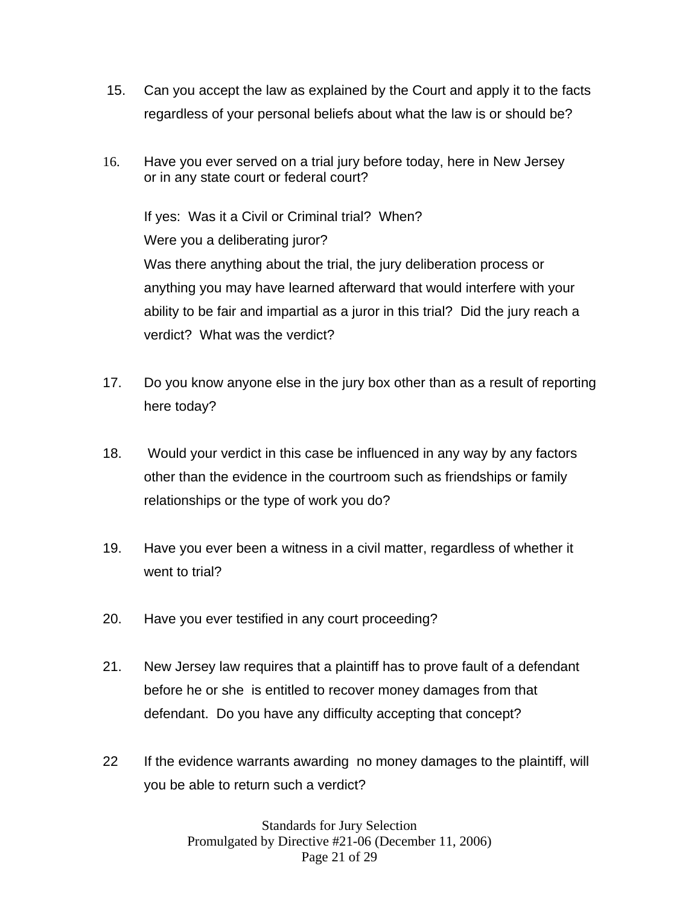15. Can you accept the law as explained by the Court and apply it to the facts regardless of your personal beliefs about what the law is or should be?

16. Have you ever served on a trial jury before today, here in New Jersey or in any state court or federal court?

    If yes: Was it a Civil or Criminal trial? When?
    Were you a deliberating juror?
    Was there anything about the trial, the jury deliberation process or anything you may have learned afterward that would interfere with your ability to be fair and impartial as a juror in this trial? Did the jury reach a verdict? What was the verdict?

17. Do you know anyone else in the jury box other than as a result of reporting here today?

18. Would your verdict in this case be influenced in any way by any factors other than the evidence in the courtroom such as friendships or family relationships or the type of work you do?

19. Have you ever been a witness in a civil matter, regardless of whether it went to trial?

20. Have you ever testified in any court proceeding?

21. New Jersey law requires that a plaintiff has to prove fault of a defendant before he or she is entitled to recover money damages from that defendant. Do you have any difficulty accepting that concept?

22 If the evidence warrants awarding no money damages to the plaintiff, will you be able to return such a verdict?

Standards for Jury Selection
Promulgated by Directive #21-06 (December 11, 2006)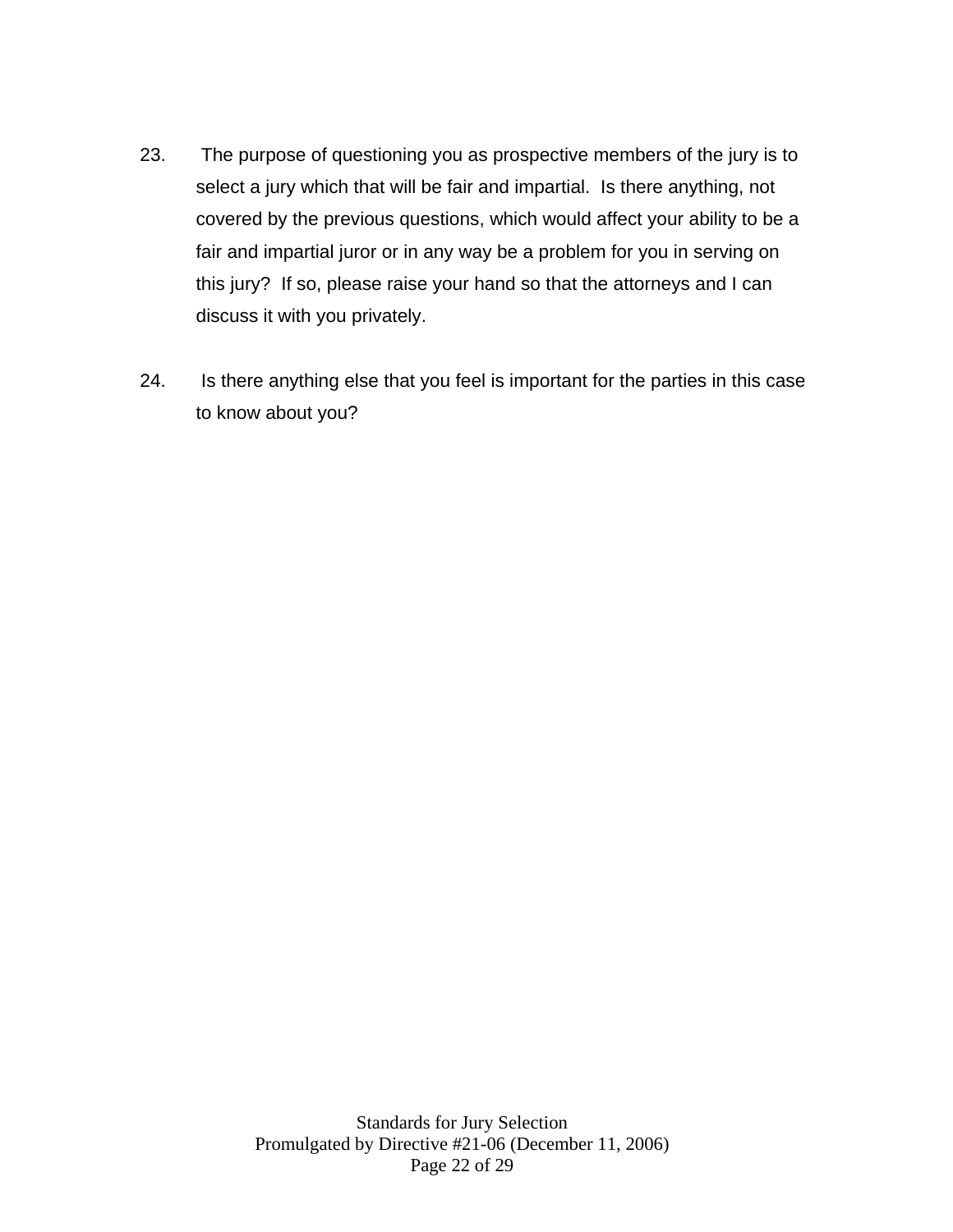23. The purpose of questioning you as prospective members of the jury is to select a jury which that will be fair and impartial. Is there anything, not covered by the previous questions, which would affect your ability to be a fair and impartial juror or in any way be a problem for you in serving on this jury? If so, please raise your hand so that the attorneys and I can discuss it with you privately.

24. Is there anything else that you feel is important for the parties in this case to know about you?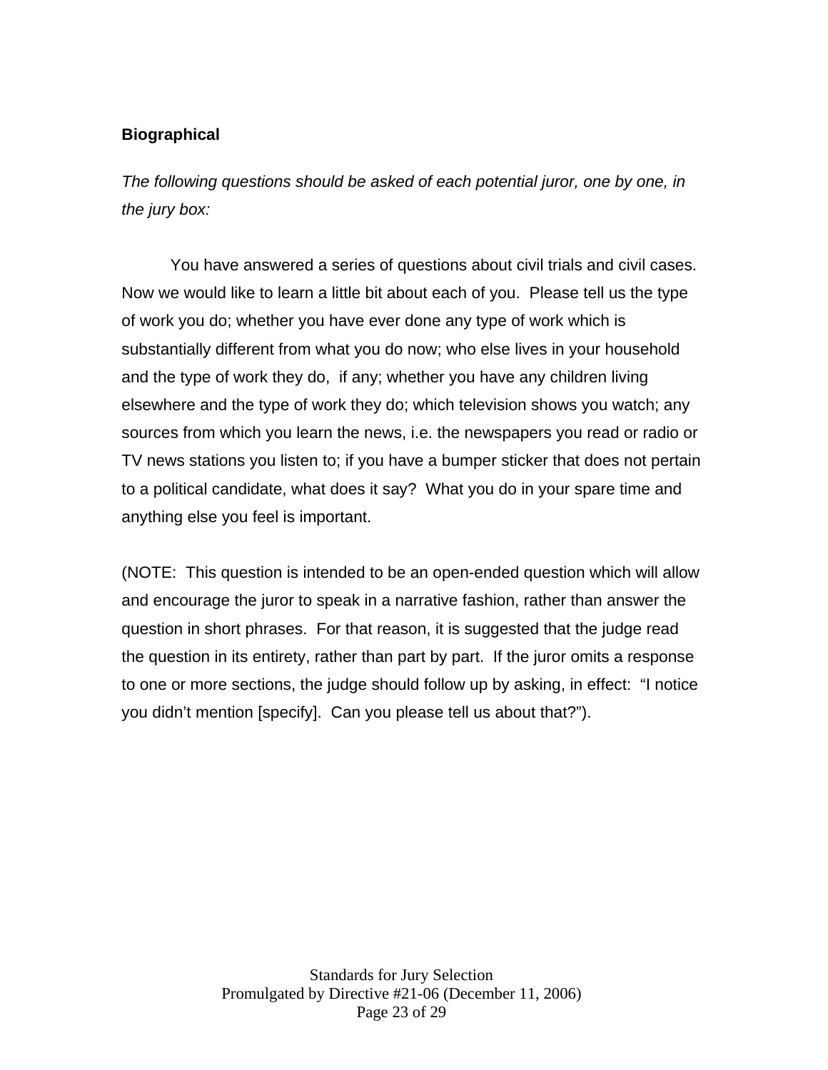**Biographical**

*The following questions should be asked of each potential juror, one by one, in the jury box:*

You have answered a series of questions about civil trials and civil cases. Now we would like to learn a little bit about each of you. Please tell us the type of work you do; whether you have ever done any type of work which is substantially different from what you do now; who else lives in your household and the type of work they do, if any; whether you have any children living elsewhere and the type of work they do; which television shows you watch; any sources from which you learn the news, i.e. the newspapers you read or radio or TV news stations you listen to; if you have a bumper sticker that does not pertain to a political candidate, what does it say? What you do in your spare time and anything else you feel is important.

(NOTE: This question is intended to be an open-ended question which will allow and encourage the juror to speak in a narrative fashion, rather than answer the question in short phrases. For that reason, it is suggested that the judge read the question in its entirety, rather than part by part. If the juror omits a response to one or more sections, the judge should follow up by asking, in effect: "I notice you didn't mention [specify]. Can you please tell us about that?").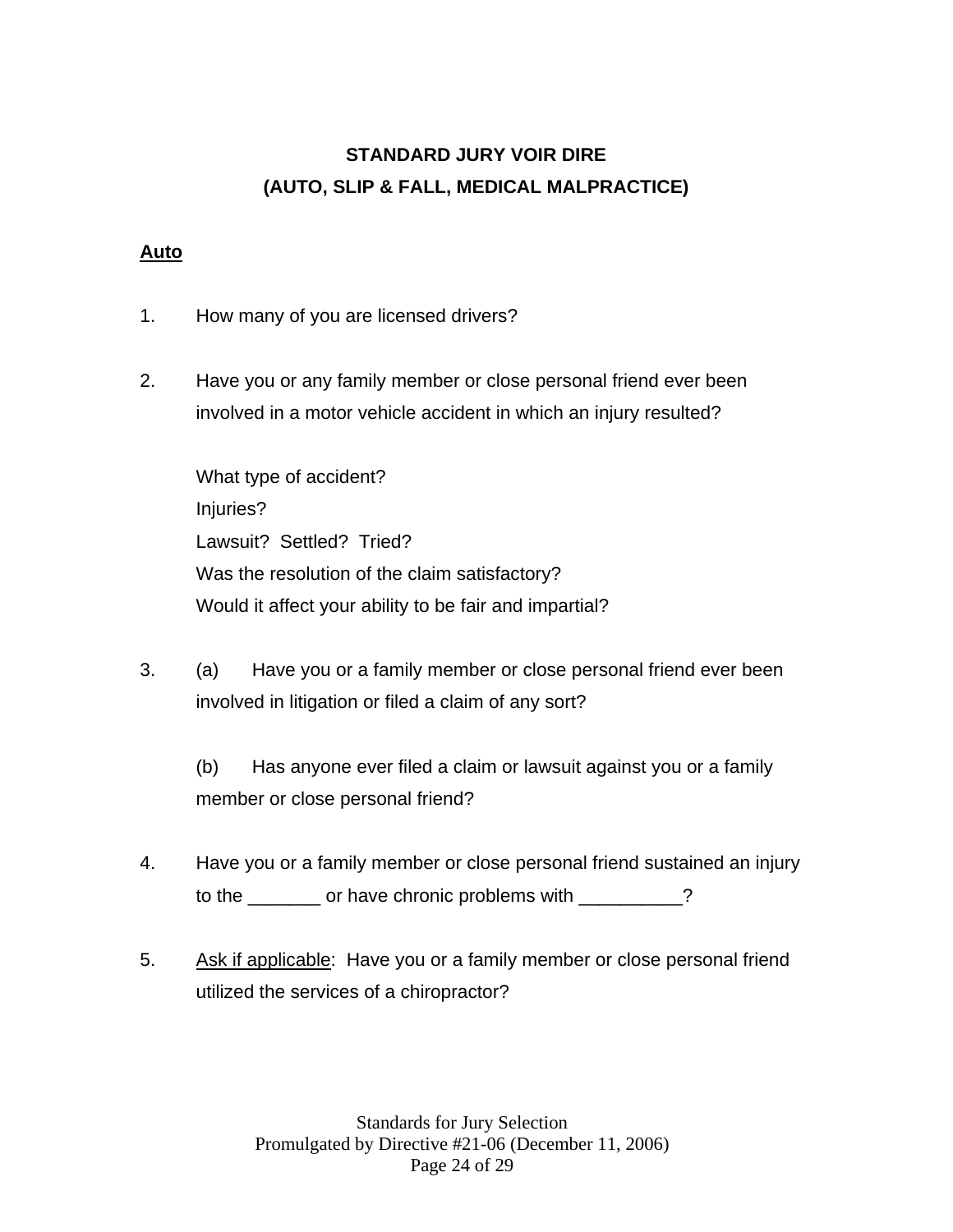## STANDARD JURY VOIR DIRE
## (AUTO, SLIP & FALL, MEDICAL MALPRACTICE)

**Auto**

1. How many of you are licensed drivers?

2. Have you or any family member or close personal friend ever been involved in a motor vehicle accident in which an injury resulted?

   What type of accident?
   Injuries?
   Lawsuit? Settled? Tried?
   Was the resolution of the claim satisfactory?
   Would it affect your ability to be fair and impartial?

3. (a) Have you or a family member or close personal friend ever been involved in litigation or filed a claim of any sort?

   (b) Has anyone ever filed a claim or lawsuit against you or a family member or close personal friend?

4. Have you or a family member or close personal friend sustained an injury to the _______ or have chronic problems with __________?

5. Ask if applicable: Have you or a family member or close personal friend utilized the services of a chiropractor?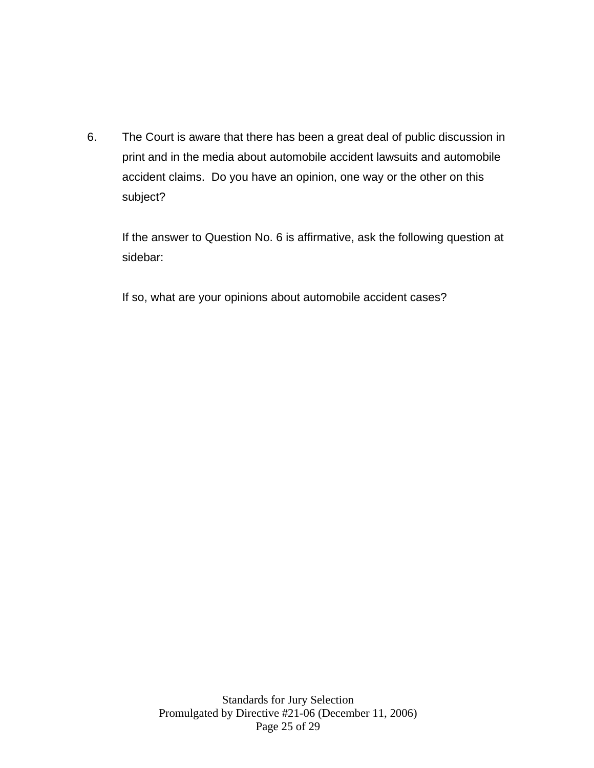6. The Court is aware that there has been a great deal of public discussion in print and in the media about automobile accident lawsuits and automobile accident claims. Do you have an opinion, one way or the other on this subject?

   If the answer to Question No. 6 is affirmative, ask the following question at sidebar:

   If so, what are your opinions about automobile accident cases?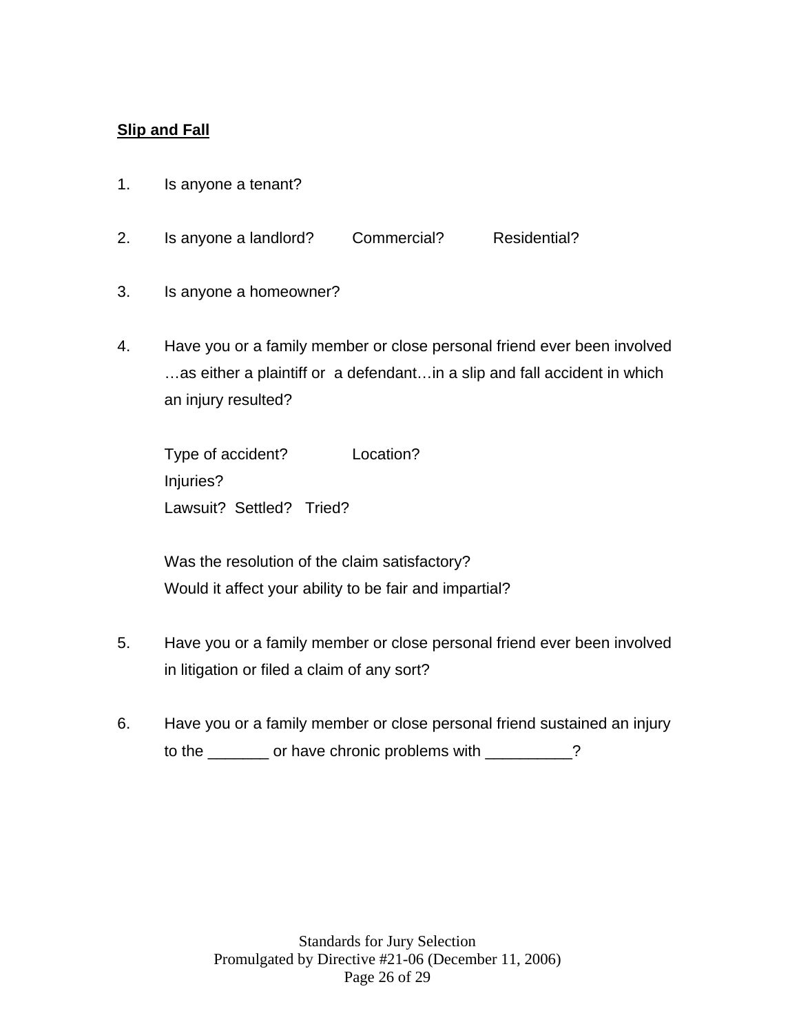**Slip and Fall**

1. Is anyone a tenant?

2. Is anyone a landlord? Commercial? Residential?

3. Is anyone a homeowner?

4. Have you or a family member or close personal friend ever been involved …as either a plaintiff or a defendant…in a slip and fall accident in which an injury resulted?

   Type of accident? Location?
   Injuries?
   Lawsuit? Settled? Tried?

   Was the resolution of the claim satisfactory?
   Would it affect your ability to be fair and impartial?

5. Have you or a family member or close personal friend ever been involved in litigation or filed a claim of any sort?

6. Have you or a family member or close personal friend sustained an injury to the _______ or have chronic problems with __________?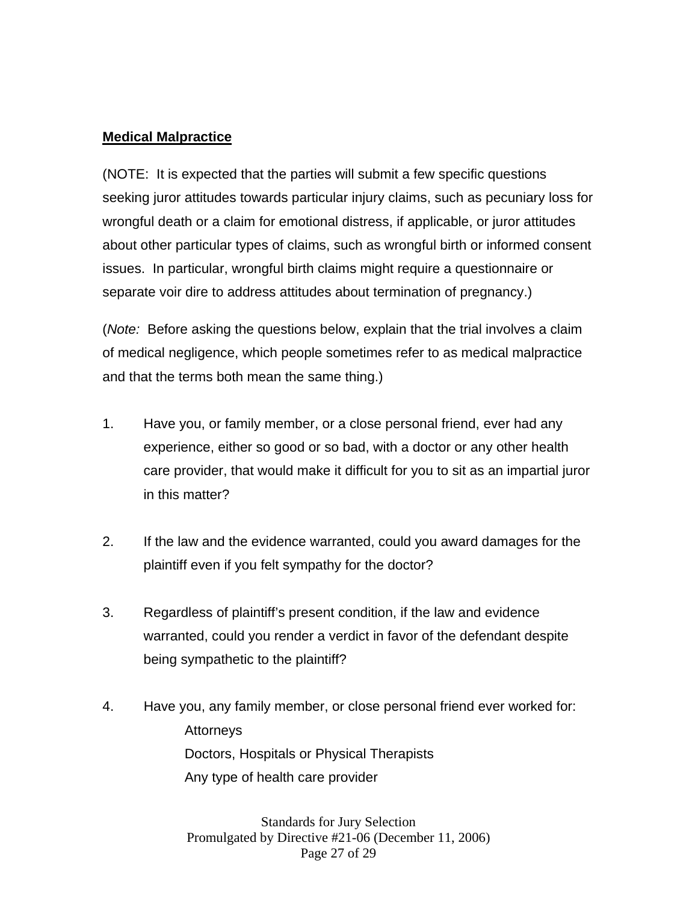**Medical Malpractice**

(NOTE: It is expected that the parties will submit a few specific questions seeking juror attitudes towards particular injury claims, such as pecuniary loss for wrongful death or a claim for emotional distress, if applicable, or juror attitudes about other particular types of claims, such as wrongful birth or informed consent issues. In particular, wrongful birth claims might require a questionnaire or separate voir dire to address attitudes about termination of pregnancy.)

(*Note:* Before asking the questions below, explain that the trial involves a claim of medical negligence, which people sometimes refer to as medical malpractice and that the terms both mean the same thing.)

1. Have you, or family member, or a close personal friend, ever had any experience, either so good or so bad, with a doctor or any other health care provider, that would make it difficult for you to sit as an impartial juror in this matter?

2. If the law and the evidence warranted, could you award damages for the plaintiff even if you felt sympathy for the doctor?

3. Regardless of plaintiff's present condition, if the law and evidence warranted, could you render a verdict in favor of the defendant despite being sympathetic to the plaintiff?

4. Have you, any family member, or close personal friend ever worked for:
   - Attorneys
   - Doctors, Hospitals or Physical Therapists
   - Any type of health care provider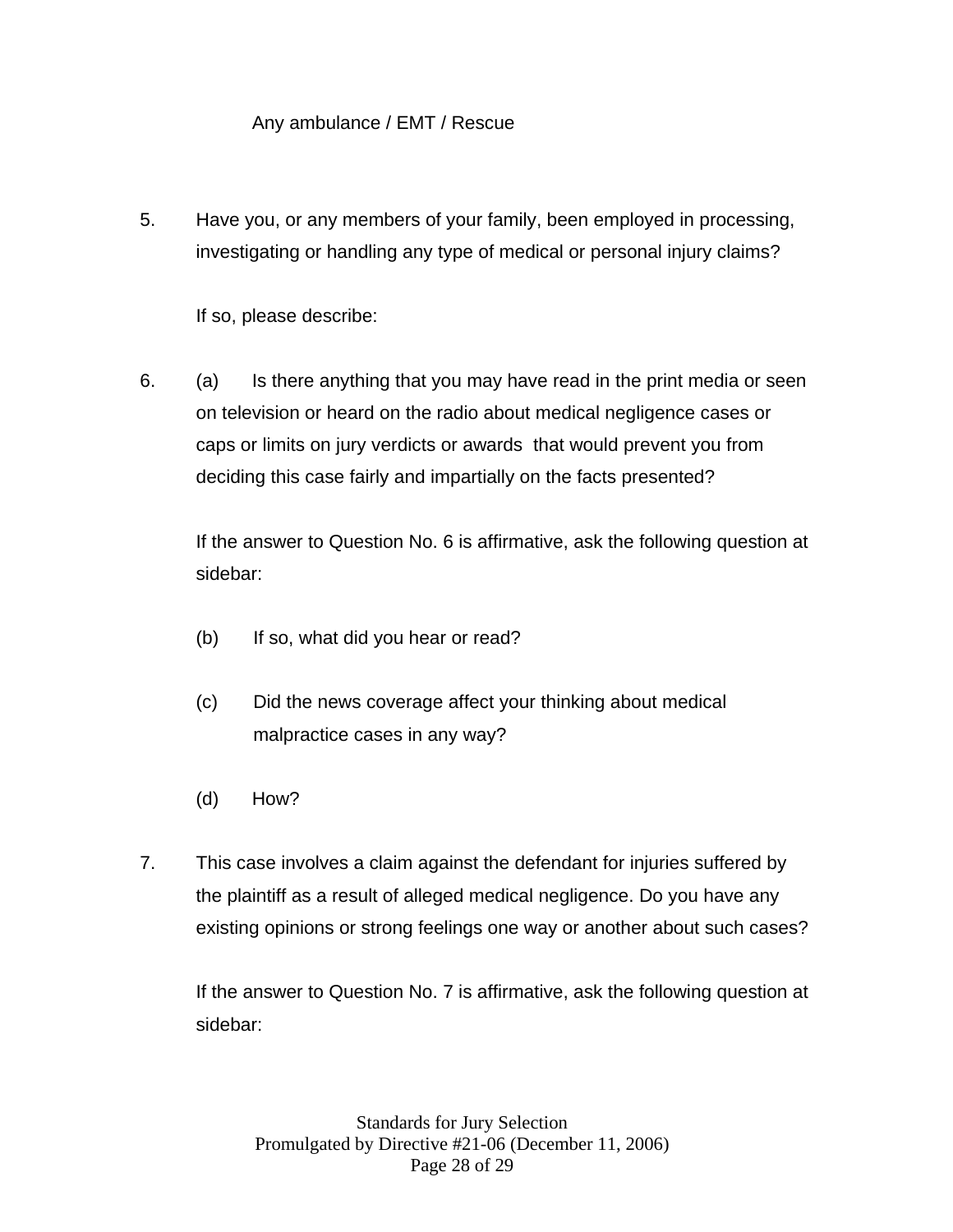Any ambulance / EMT / Rescue

5. Have you, or any members of your family, been employed in processing, investigating or handling any type of medical or personal injury claims?

   If so, please describe:

6. (a) Is there anything that you may have read in the print media or seen on television or heard on the radio about medical negligence cases or caps or limits on jury verdicts or awards that would prevent you from deciding this case fairly and impartially on the facts presented?

   If the answer to Question No. 6 is affirmative, ask the following question at sidebar:

   (b) If so, what did you hear or read?

   (c) Did the news coverage affect your thinking about medical malpractice cases in any way?

   (d) How?

7. This case involves a claim against the defendant for injuries suffered by the plaintiff as a result of alleged medical negligence. Do you have any existing opinions or strong feelings one way or another about such cases?

   If the answer to Question No. 7 is affirmative, ask the following question at sidebar: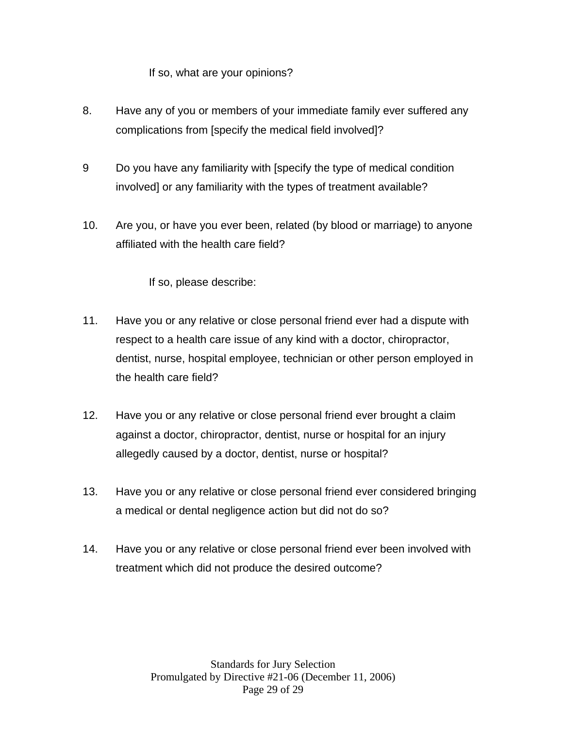If so, what are your opinions?

8. Have any of you or members of your immediate family ever suffered any complications from [specify the medical field involved]?

9 Do you have any familiarity with [specify the type of medical condition involved] or any familiarity with the types of treatment available?

10. Are you, or have you ever been, related (by blood or marriage) to anyone affiliated with the health care field?

    If so, please describe:

11. Have you or any relative or close personal friend ever had a dispute with respect to a health care issue of any kind with a doctor, chiropractor, dentist, nurse, hospital employee, technician or other person employed in the health care field?

12. Have you or any relative or close personal friend ever brought a claim against a doctor, chiropractor, dentist, nurse or hospital for an injury allegedly caused by a doctor, dentist, nurse or hospital?

13. Have you or any relative or close personal friend ever considered bringing a medical or dental negligence action but did not do so?

14. Have you or any relative or close personal friend ever been involved with treatment which did not produce the desired outcome?